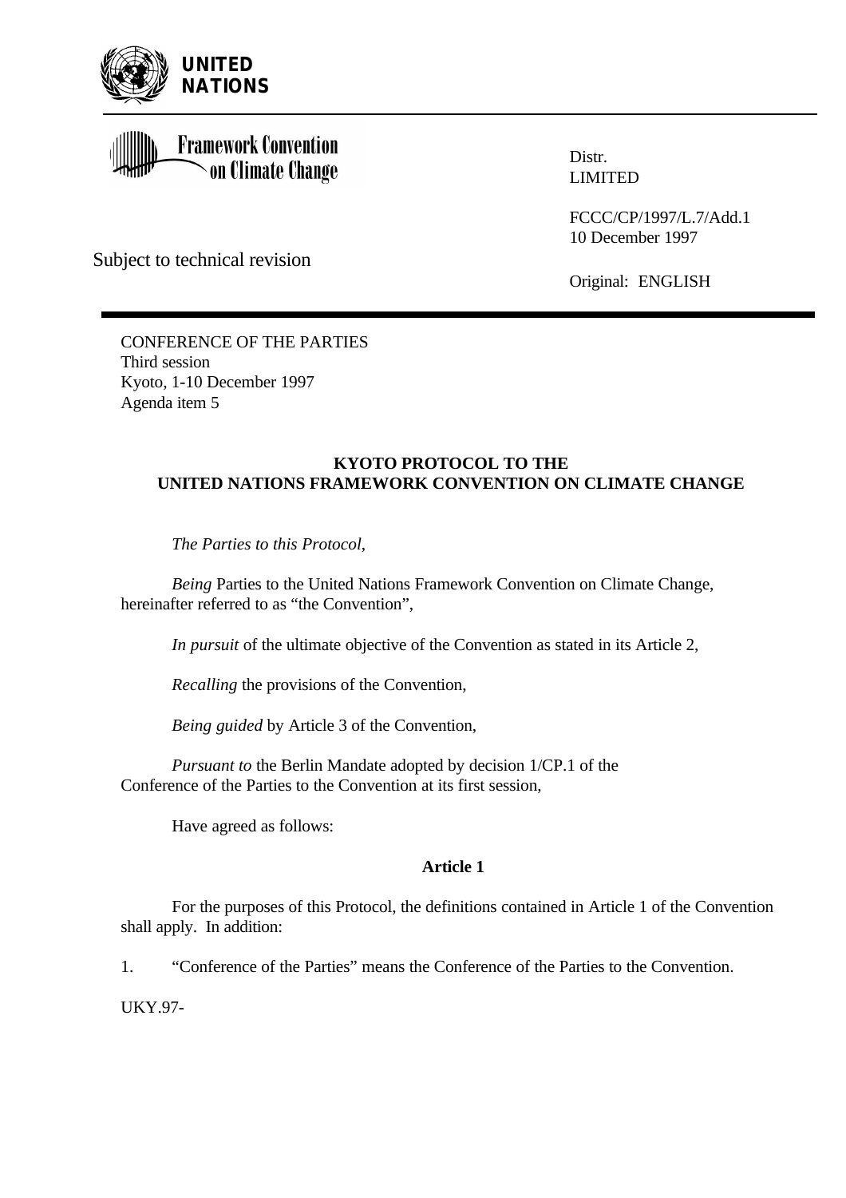**UNITED NATIONS**

Framework Convention on Climate Change

Distr.
LIMITED

FCCC/CP/1997/L.7/Add.1
10 December 1997

Subject to technical revision

Original: ENGLISH

CONFERENCE OF THE PARTIES
Third session
Kyoto, 1-10 December 1997
Agenda item 5

# KYOTO PROTOCOL TO THE UNITED NATIONS FRAMEWORK CONVENTION ON CLIMATE CHANGE

*The Parties to this Protocol*,

*Being* Parties to the United Nations Framework Convention on Climate Change, hereinafter referred to as "the Convention",

*In pursuit* of the ultimate objective of the Convention as stated in its Article 2,

*Recalling* the provisions of the Convention,

*Being guided* by Article 3 of the Convention,

*Pursuant to* the Berlin Mandate adopted by decision 1/CP.1 of the Conference of the Parties to the Convention at its first session,

Have agreed as follows:

## Article 1

For the purposes of this Protocol, the definitions contained in Article 1 of the Convention shall apply. In addition:

1. "Conference of the Parties" means the Conference of the Parties to the Convention.

UKY.97-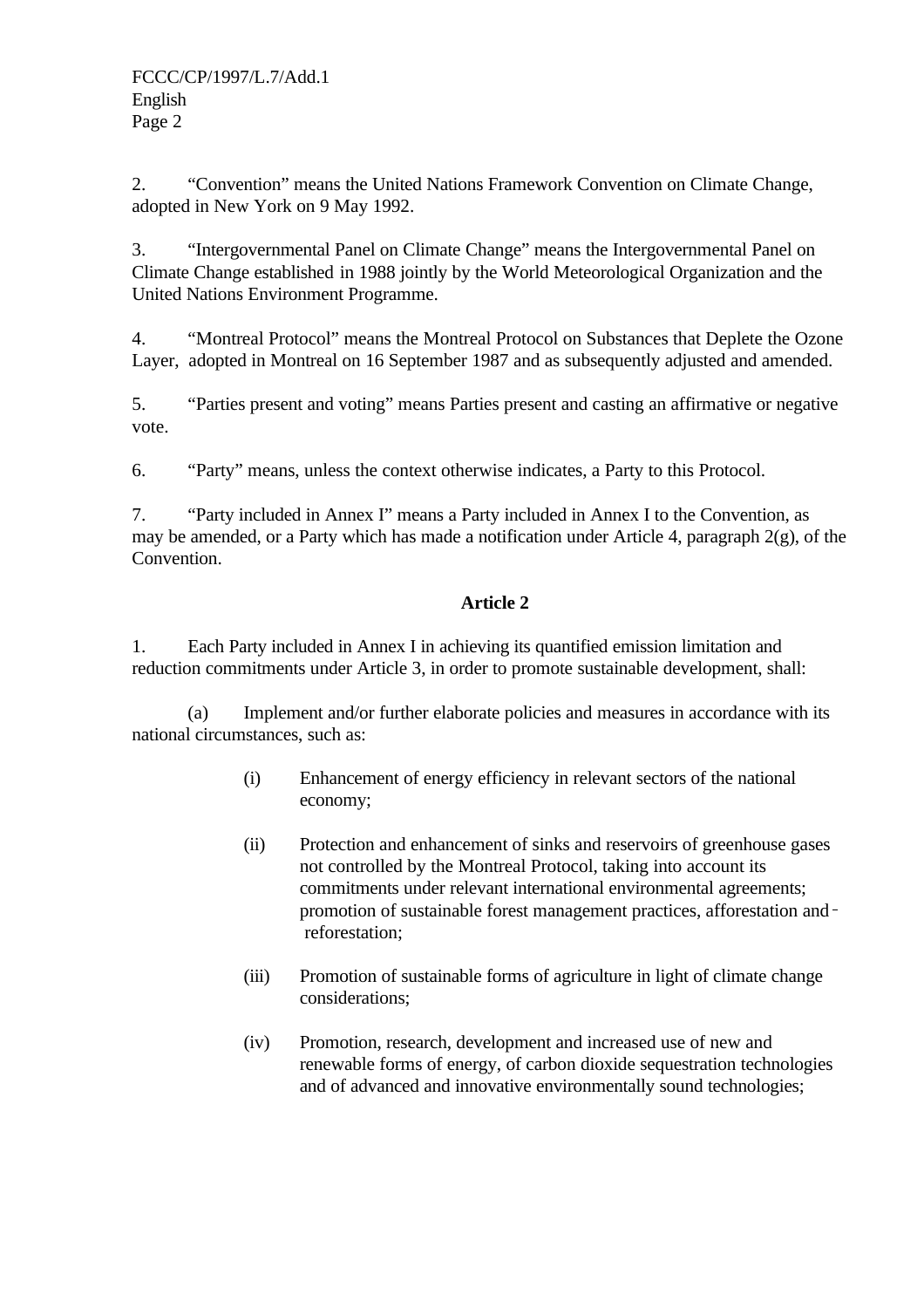2. “Convention” means the United Nations Framework Convention on Climate Change, adopted in New York on 9 May 1992.

3. “Intergovernmental Panel on Climate Change” means the Intergovernmental Panel on Climate Change established in 1988 jointly by the World Meteorological Organization and the United Nations Environment Programme.

4. “Montreal Protocol” means the Montreal Protocol on Substances that Deplete the Ozone Layer, adopted in Montreal on 16 September 1987 and as subsequently adjusted and amended.

5. “Parties present and voting” means Parties present and casting an affirmative or negative vote.

6. “Party” means, unless the context otherwise indicates, a Party to this Protocol.

7. “Party included in Annex I” means a Party included in Annex I to the Convention, as may be amended, or a Party which has made a notification under Article 4, paragraph 2(g), of the Convention.

## Article 2

1. Each Party included in Annex I in achieving its quantified emission limitation and reduction commitments under Article 3, in order to promote sustainable development, shall:

(a) Implement and/or further elaborate policies and measures in accordance with its national circumstances, such as:

- (i) Enhancement of energy efficiency in relevant sectors of the national economy;

- (ii) Protection and enhancement of sinks and reservoirs of greenhouse gases not controlled by the Montreal Protocol, taking into account its commitments under relevant international environmental agreements; promotion of sustainable forest management practices, afforestation and reforestation;

- (iii) Promotion of sustainable forms of agriculture in light of climate change considerations;

- (iv) Promotion, research, development and increased use of new and renewable forms of energy, of carbon dioxide sequestration technologies and of advanced and innovative environmentally sound technologies;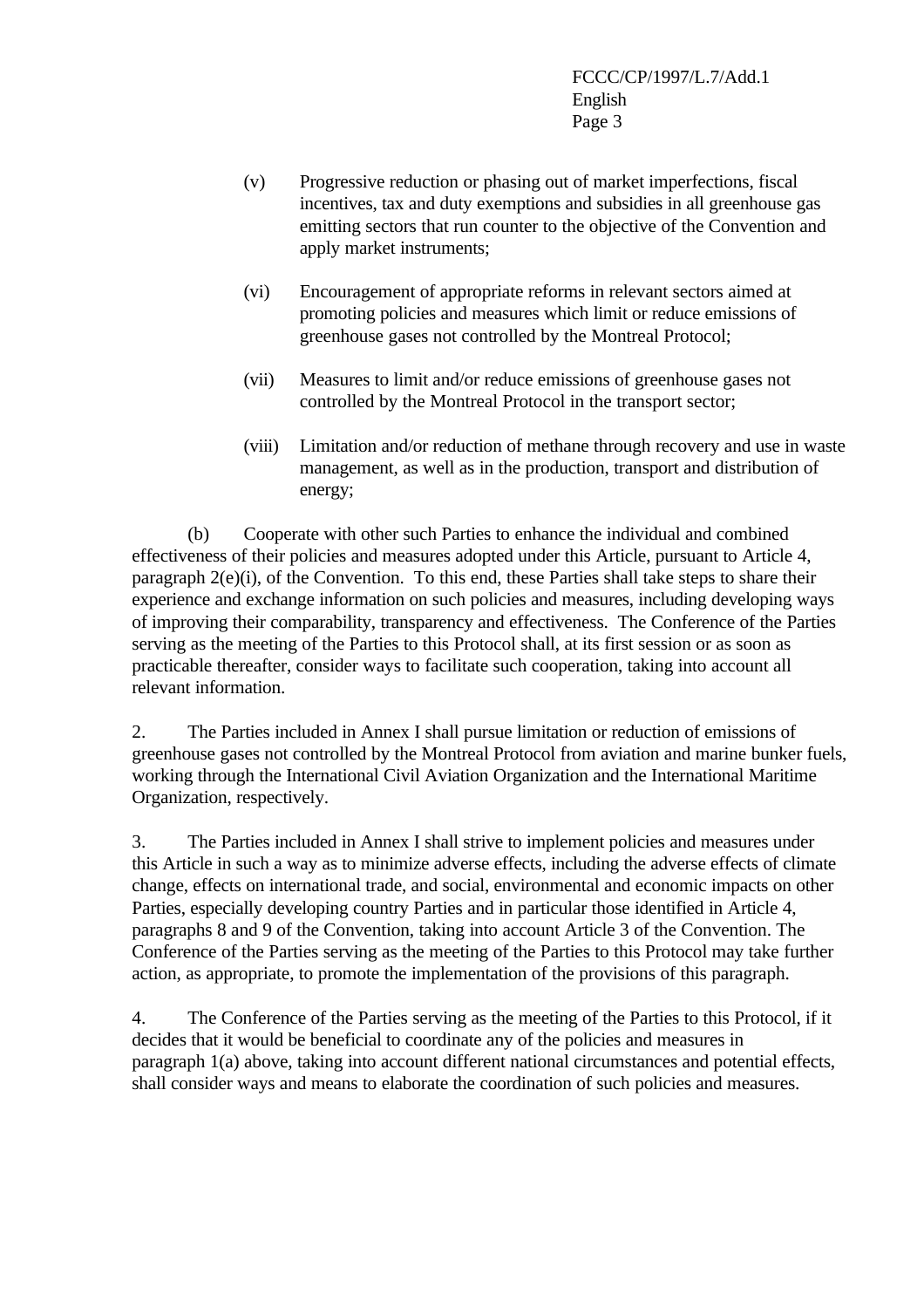(v) Progressive reduction or phasing out of market imperfections, fiscal incentives, tax and duty exemptions and subsidies in all greenhouse gas emitting sectors that run counter to the objective of the Convention and apply market instruments;

(vi) Encouragement of appropriate reforms in relevant sectors aimed at promoting policies and measures which limit or reduce emissions of greenhouse gases not controlled by the Montreal Protocol;

(vii) Measures to limit and/or reduce emissions of greenhouse gases not controlled by the Montreal Protocol in the transport sector;

(viii) Limitation and/or reduction of methane through recovery and use in waste management, as well as in the production, transport and distribution of energy;

(b) Cooperate with other such Parties to enhance the individual and combined effectiveness of their policies and measures adopted under this Article, pursuant to Article 4, paragraph 2(e)(i), of the Convention. To this end, these Parties shall take steps to share their experience and exchange information on such policies and measures, including developing ways of improving their comparability, transparency and effectiveness. The Conference of the Parties serving as the meeting of the Parties to this Protocol shall, at its first session or as soon as practicable thereafter, consider ways to facilitate such cooperation, taking into account all relevant information.

2. The Parties included in Annex I shall pursue limitation or reduction of emissions of greenhouse gases not controlled by the Montreal Protocol from aviation and marine bunker fuels, working through the International Civil Aviation Organization and the International Maritime Organization, respectively.

3. The Parties included in Annex I shall strive to implement policies and measures under this Article in such a way as to minimize adverse effects, including the adverse effects of climate change, effects on international trade, and social, environmental and economic impacts on other Parties, especially developing country Parties and in particular those identified in Article 4, paragraphs 8 and 9 of the Convention, taking into account Article 3 of the Convention. The Conference of the Parties serving as the meeting of the Parties to this Protocol may take further action, as appropriate, to promote the implementation of the provisions of this paragraph.

4. The Conference of the Parties serving as the meeting of the Parties to this Protocol, if it decides that it would be beneficial to coordinate any of the policies and measures in paragraph 1(a) above, taking into account different national circumstances and potential effects, shall consider ways and means to elaborate the coordination of such policies and measures.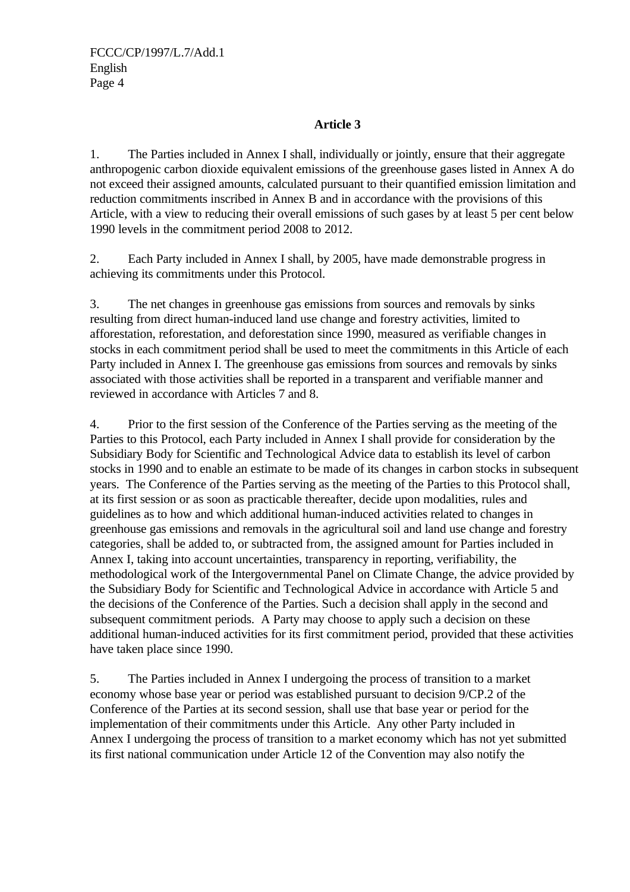## Article 3

1. The Parties included in Annex I shall, individually or jointly, ensure that their aggregate anthropogenic carbon dioxide equivalent emissions of the greenhouse gases listed in Annex A do not exceed their assigned amounts, calculated pursuant to their quantified emission limitation and reduction commitments inscribed in Annex B and in accordance with the provisions of this Article, with a view to reducing their overall emissions of such gases by at least 5 per cent below 1990 levels in the commitment period 2008 to 2012.

2. Each Party included in Annex I shall, by 2005, have made demonstrable progress in achieving its commitments under this Protocol.

3. The net changes in greenhouse gas emissions from sources and removals by sinks resulting from direct human-induced land use change and forestry activities, limited to afforestation, reforestation, and deforestation since 1990, measured as verifiable changes in stocks in each commitment period shall be used to meet the commitments in this Article of each Party included in Annex I. The greenhouse gas emissions from sources and removals by sinks associated with those activities shall be reported in a transparent and verifiable manner and reviewed in accordance with Articles 7 and 8.

4. Prior to the first session of the Conference of the Parties serving as the meeting of the Parties to this Protocol, each Party included in Annex I shall provide for consideration by the Subsidiary Body for Scientific and Technological Advice data to establish its level of carbon stocks in 1990 and to enable an estimate to be made of its changes in carbon stocks in subsequent years. The Conference of the Parties serving as the meeting of the Parties to this Protocol shall, at its first session or as soon as practicable thereafter, decide upon modalities, rules and guidelines as to how and which additional human-induced activities related to changes in greenhouse gas emissions and removals in the agricultural soil and land use change and forestry categories, shall be added to, or subtracted from, the assigned amount for Parties included in Annex I, taking into account uncertainties, transparency in reporting, verifiability, the methodological work of the Intergovernmental Panel on Climate Change, the advice provided by the Subsidiary Body for Scientific and Technological Advice in accordance with Article 5 and the decisions of the Conference of the Parties. Such a decision shall apply in the second and subsequent commitment periods. A Party may choose to apply such a decision on these additional human-induced activities for its first commitment period, provided that these activities have taken place since 1990.

5. The Parties included in Annex I undergoing the process of transition to a market economy whose base year or period was established pursuant to decision 9/CP.2 of the Conference of the Parties at its second session, shall use that base year or period for the implementation of their commitments under this Article. Any other Party included in Annex I undergoing the process of transition to a market economy which has not yet submitted its first national communication under Article 12 of the Convention may also notify the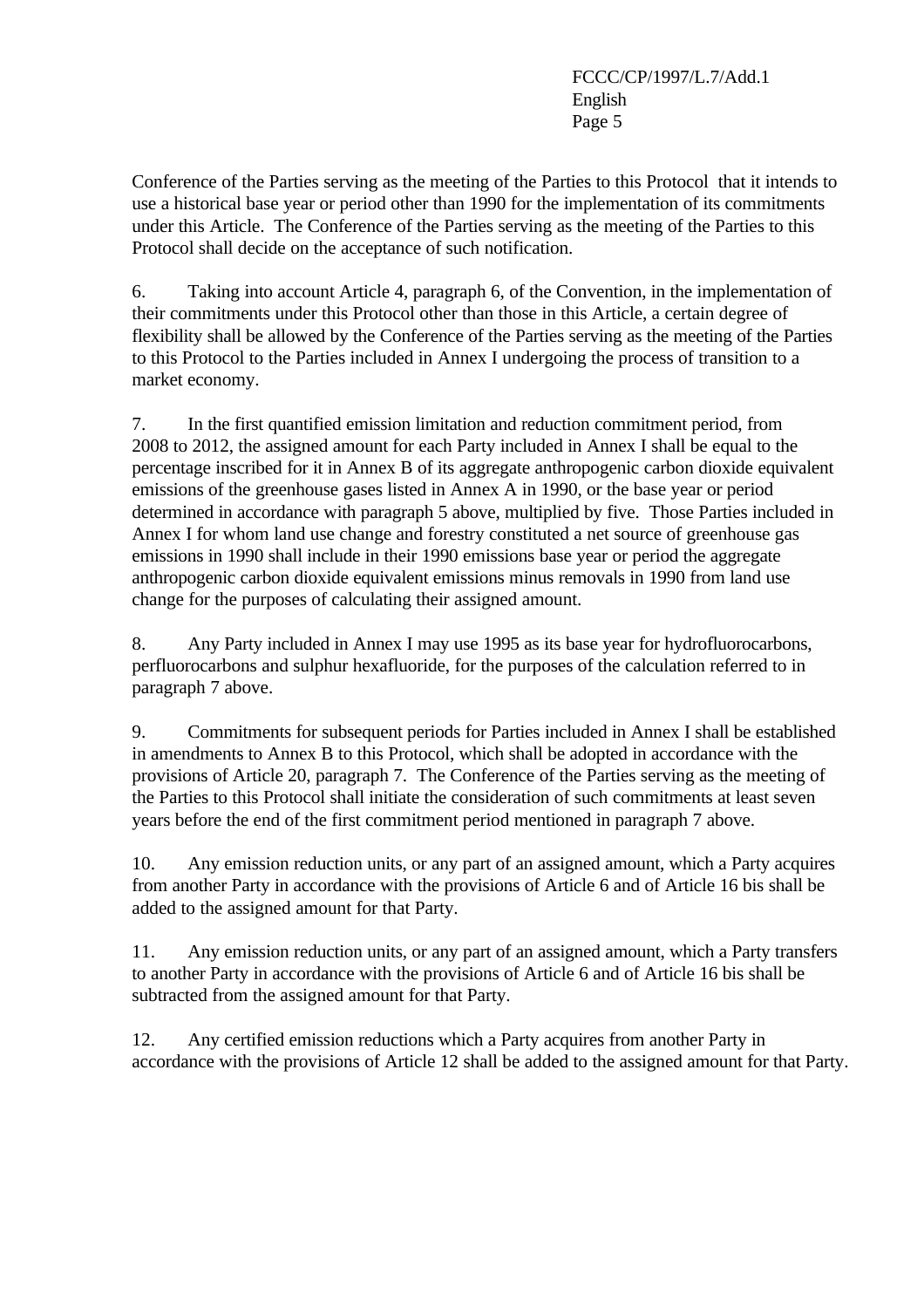Conference of the Parties serving as the meeting of the Parties to this Protocol that it intends to use a historical base year or period other than 1990 for the implementation of its commitments under this Article. The Conference of the Parties serving as the meeting of the Parties to this Protocol shall decide on the acceptance of such notification.

6. Taking into account Article 4, paragraph 6, of the Convention, in the implementation of their commitments under this Protocol other than those in this Article, a certain degree of flexibility shall be allowed by the Conference of the Parties serving as the meeting of the Parties to this Protocol to the Parties included in Annex I undergoing the process of transition to a market economy.

7. In the first quantified emission limitation and reduction commitment period, from 2008 to 2012, the assigned amount for each Party included in Annex I shall be equal to the percentage inscribed for it in Annex B of its aggregate anthropogenic carbon dioxide equivalent emissions of the greenhouse gases listed in Annex A in 1990, or the base year or period determined in accordance with paragraph 5 above, multiplied by five. Those Parties included in Annex I for whom land use change and forestry constituted a net source of greenhouse gas emissions in 1990 shall include in their 1990 emissions base year or period the aggregate anthropogenic carbon dioxide equivalent emissions minus removals in 1990 from land use change for the purposes of calculating their assigned amount.

8. Any Party included in Annex I may use 1995 as its base year for hydrofluorocarbons, perfluorocarbons and sulphur hexafluoride, for the purposes of the calculation referred to in paragraph 7 above.

9. Commitments for subsequent periods for Parties included in Annex I shall be established in amendments to Annex B to this Protocol, which shall be adopted in accordance with the provisions of Article 20, paragraph 7. The Conference of the Parties serving as the meeting of the Parties to this Protocol shall initiate the consideration of such commitments at least seven years before the end of the first commitment period mentioned in paragraph 7 above.

10. Any emission reduction units, or any part of an assigned amount, which a Party acquires from another Party in accordance with the provisions of Article 6 and of Article 16 bis shall be added to the assigned amount for that Party.

11. Any emission reduction units, or any part of an assigned amount, which a Party transfers to another Party in accordance with the provisions of Article 6 and of Article 16 bis shall be subtracted from the assigned amount for that Party.

12. Any certified emission reductions which a Party acquires from another Party in accordance with the provisions of Article 12 shall be added to the assigned amount for that Party.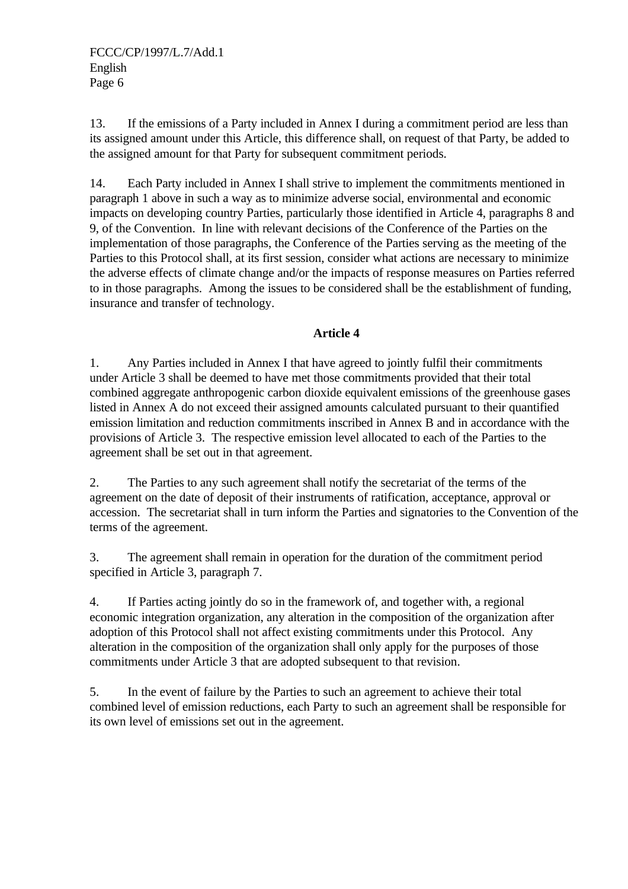13. If the emissions of a Party included in Annex I during a commitment period are less than its assigned amount under this Article, this difference shall, on request of that Party, be added to the assigned amount for that Party for subsequent commitment periods.

14. Each Party included in Annex I shall strive to implement the commitments mentioned in paragraph 1 above in such a way as to minimize adverse social, environmental and economic impacts on developing country Parties, particularly those identified in Article 4, paragraphs 8 and 9, of the Convention. In line with relevant decisions of the Conference of the Parties on the implementation of those paragraphs, the Conference of the Parties serving as the meeting of the Parties to this Protocol shall, at its first session, consider what actions are necessary to minimize the adverse effects of climate change and/or the impacts of response measures on Parties referred to in those paragraphs. Among the issues to be considered shall be the establishment of funding, insurance and transfer of technology.

## Article 4

1. Any Parties included in Annex I that have agreed to jointly fulfil their commitments under Article 3 shall be deemed to have met those commitments provided that their total combined aggregate anthropogenic carbon dioxide equivalent emissions of the greenhouse gases listed in Annex A do not exceed their assigned amounts calculated pursuant to their quantified emission limitation and reduction commitments inscribed in Annex B and in accordance with the provisions of Article 3. The respective emission level allocated to each of the Parties to the agreement shall be set out in that agreement.

2. The Parties to any such agreement shall notify the secretariat of the terms of the agreement on the date of deposit of their instruments of ratification, acceptance, approval or accession. The secretariat shall in turn inform the Parties and signatories to the Convention of the terms of the agreement.

3. The agreement shall remain in operation for the duration of the commitment period specified in Article 3, paragraph 7.

4. If Parties acting jointly do so in the framework of, and together with, a regional economic integration organization, any alteration in the composition of the organization after adoption of this Protocol shall not affect existing commitments under this Protocol. Any alteration in the composition of the organization shall only apply for the purposes of those commitments under Article 3 that are adopted subsequent to that revision.

5. In the event of failure by the Parties to such an agreement to achieve their total combined level of emission reductions, each Party to such an agreement shall be responsible for its own level of emissions set out in the agreement.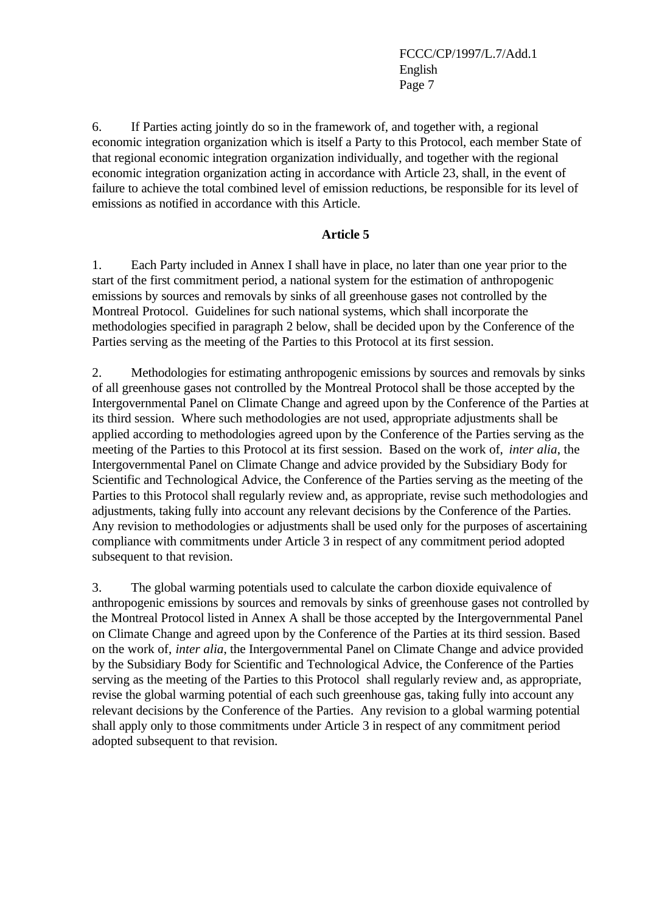6. If Parties acting jointly do so in the framework of, and together with, a regional economic integration organization which is itself a Party to this Protocol, each member State of that regional economic integration organization individually, and together with the regional economic integration organization acting in accordance with Article 23, shall, in the event of failure to achieve the total combined level of emission reductions, be responsible for its level of emissions as notified in accordance with this Article.

**Article 5**

1. Each Party included in Annex I shall have in place, no later than one year prior to the start of the first commitment period, a national system for the estimation of anthropogenic emissions by sources and removals by sinks of all greenhouse gases not controlled by the Montreal Protocol. Guidelines for such national systems, which shall incorporate the methodologies specified in paragraph 2 below, shall be decided upon by the Conference of the Parties serving as the meeting of the Parties to this Protocol at its first session.

2. Methodologies for estimating anthropogenic emissions by sources and removals by sinks of all greenhouse gases not controlled by the Montreal Protocol shall be those accepted by the Intergovernmental Panel on Climate Change and agreed upon by the Conference of the Parties at its third session. Where such methodologies are not used, appropriate adjustments shall be applied according to methodologies agreed upon by the Conference of the Parties serving as the meeting of the Parties to this Protocol at its first session. Based on the work of, *inter alia*, the Intergovernmental Panel on Climate Change and advice provided by the Subsidiary Body for Scientific and Technological Advice, the Conference of the Parties serving as the meeting of the Parties to this Protocol shall regularly review and, as appropriate, revise such methodologies and adjustments, taking fully into account any relevant decisions by the Conference of the Parties. Any revision to methodologies or adjustments shall be used only for the purposes of ascertaining compliance with commitments under Article 3 in respect of any commitment period adopted subsequent to that revision.

3. The global warming potentials used to calculate the carbon dioxide equivalence of anthropogenic emissions by sources and removals by sinks of greenhouse gases not controlled by the Montreal Protocol listed in Annex A shall be those accepted by the Intergovernmental Panel on Climate Change and agreed upon by the Conference of the Parties at its third session. Based on the work of, *inter alia*, the Intergovernmental Panel on Climate Change and advice provided by the Subsidiary Body for Scientific and Technological Advice, the Conference of the Parties serving as the meeting of the Parties to this Protocol shall regularly review and, as appropriate, revise the global warming potential of each such greenhouse gas, taking fully into account any relevant decisions by the Conference of the Parties. Any revision to a global warming potential shall apply only to those commitments under Article 3 in respect of any commitment period adopted subsequent to that revision.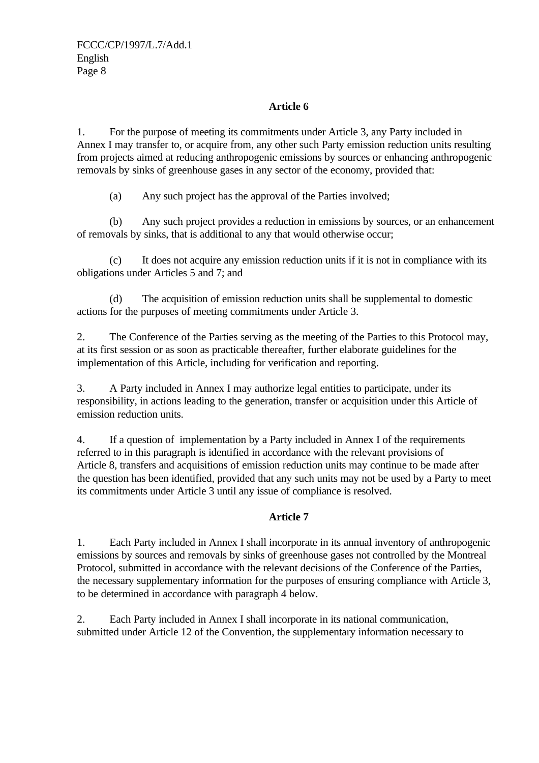### Article 6

1. For the purpose of meeting its commitments under Article 3, any Party included in Annex I may transfer to, or acquire from, any other such Party emission reduction units resulting from projects aimed at reducing anthropogenic emissions by sources or enhancing anthropogenic removals by sinks of greenhouse gases in any sector of the economy, provided that:

(a) Any such project has the approval of the Parties involved;

(b) Any such project provides a reduction in emissions by sources, or an enhancement of removals by sinks, that is additional to any that would otherwise occur;

(c) It does not acquire any emission reduction units if it is not in compliance with its obligations under Articles 5 and 7; and

(d) The acquisition of emission reduction units shall be supplemental to domestic actions for the purposes of meeting commitments under Article 3.

2. The Conference of the Parties serving as the meeting of the Parties to this Protocol may, at its first session or as soon as practicable thereafter, further elaborate guidelines for the implementation of this Article, including for verification and reporting.

3. A Party included in Annex I may authorize legal entities to participate, under its responsibility, in actions leading to the generation, transfer or acquisition under this Article of emission reduction units.

4. If a question of implementation by a Party included in Annex I of the requirements referred to in this paragraph is identified in accordance with the relevant provisions of Article 8, transfers and acquisitions of emission reduction units may continue to be made after the question has been identified, provided that any such units may not be used by a Party to meet its commitments under Article 3 until any issue of compliance is resolved.

### Article 7

1. Each Party included in Annex I shall incorporate in its annual inventory of anthropogenic emissions by sources and removals by sinks of greenhouse gases not controlled by the Montreal Protocol, submitted in accordance with the relevant decisions of the Conference of the Parties, the necessary supplementary information for the purposes of ensuring compliance with Article 3, to be determined in accordance with paragraph 4 below.

2. Each Party included in Annex I shall incorporate in its national communication, submitted under Article 12 of the Convention, the supplementary information necessary to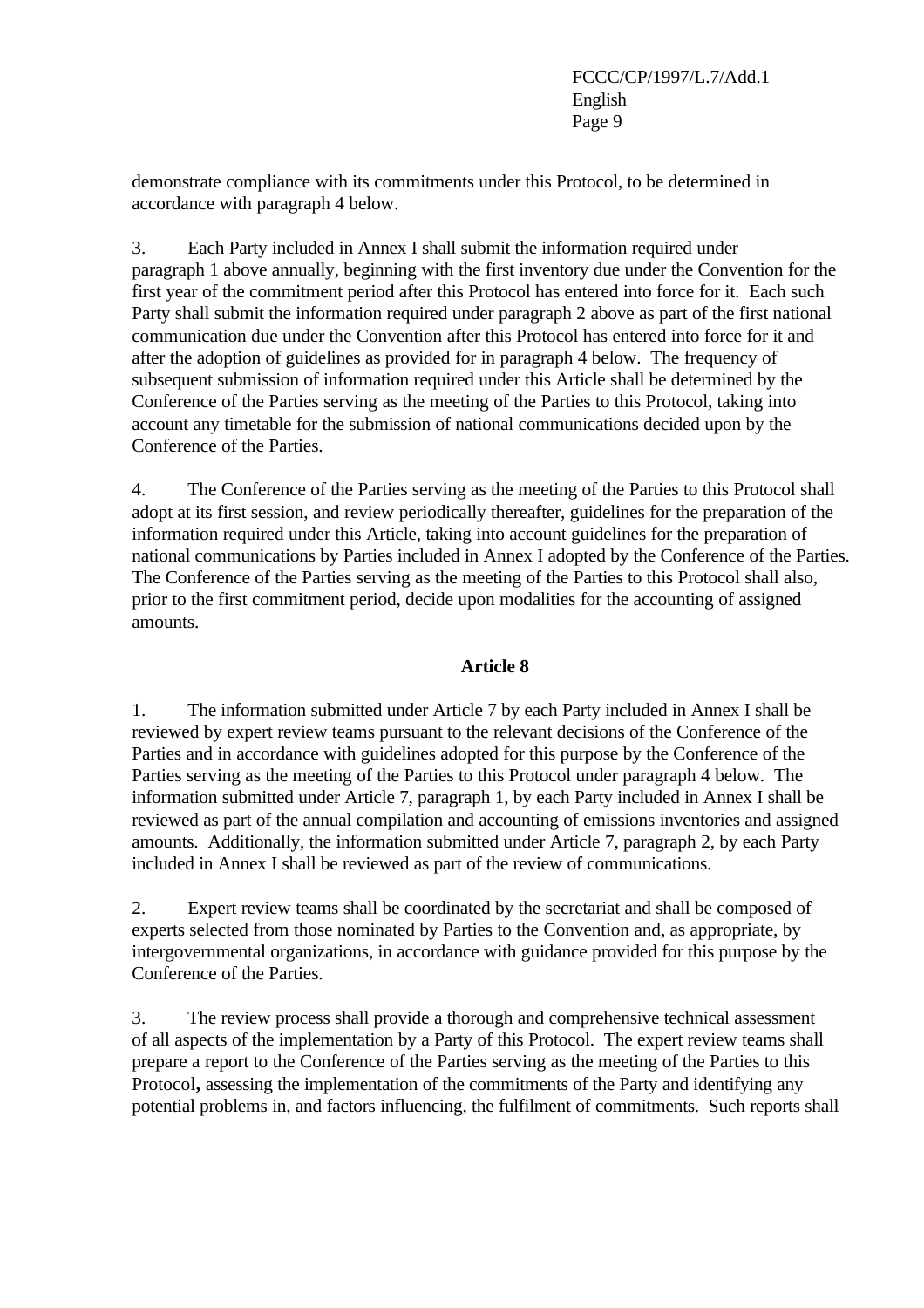demonstrate compliance with its commitments under this Protocol, to be determined in accordance with paragraph 4 below.

3. Each Party included in Annex I shall submit the information required under paragraph 1 above annually, beginning with the first inventory due under the Convention for the first year of the commitment period after this Protocol has entered into force for it. Each such Party shall submit the information required under paragraph 2 above as part of the first national communication due under the Convention after this Protocol has entered into force for it and after the adoption of guidelines as provided for in paragraph 4 below. The frequency of subsequent submission of information required under this Article shall be determined by the Conference of the Parties serving as the meeting of the Parties to this Protocol, taking into account any timetable for the submission of national communications decided upon by the Conference of the Parties.

4. The Conference of the Parties serving as the meeting of the Parties to this Protocol shall adopt at its first session, and review periodically thereafter, guidelines for the preparation of the information required under this Article, taking into account guidelines for the preparation of national communications by Parties included in Annex I adopted by the Conference of the Parties. The Conference of the Parties serving as the meeting of the Parties to this Protocol shall also, prior to the first commitment period, decide upon modalities for the accounting of assigned amounts.

## Article 8

1. The information submitted under Article 7 by each Party included in Annex I shall be reviewed by expert review teams pursuant to the relevant decisions of the Conference of the Parties and in accordance with guidelines adopted for this purpose by the Conference of the Parties serving as the meeting of the Parties to this Protocol under paragraph 4 below. The information submitted under Article 7, paragraph 1, by each Party included in Annex I shall be reviewed as part of the annual compilation and accounting of emissions inventories and assigned amounts. Additionally, the information submitted under Article 7, paragraph 2, by each Party included in Annex I shall be reviewed as part of the review of communications.

2. Expert review teams shall be coordinated by the secretariat and shall be composed of experts selected from those nominated by Parties to the Convention and, as appropriate, by intergovernmental organizations, in accordance with guidance provided for this purpose by the Conference of the Parties.

3. The review process shall provide a thorough and comprehensive technical assessment of all aspects of the implementation by a Party of this Protocol. The expert review teams shall prepare a report to the Conference of the Parties serving as the meeting of the Parties to this Protocol, assessing the implementation of the commitments of the Party and identifying any potential problems in, and factors influencing, the fulfilment of commitments. Such reports shall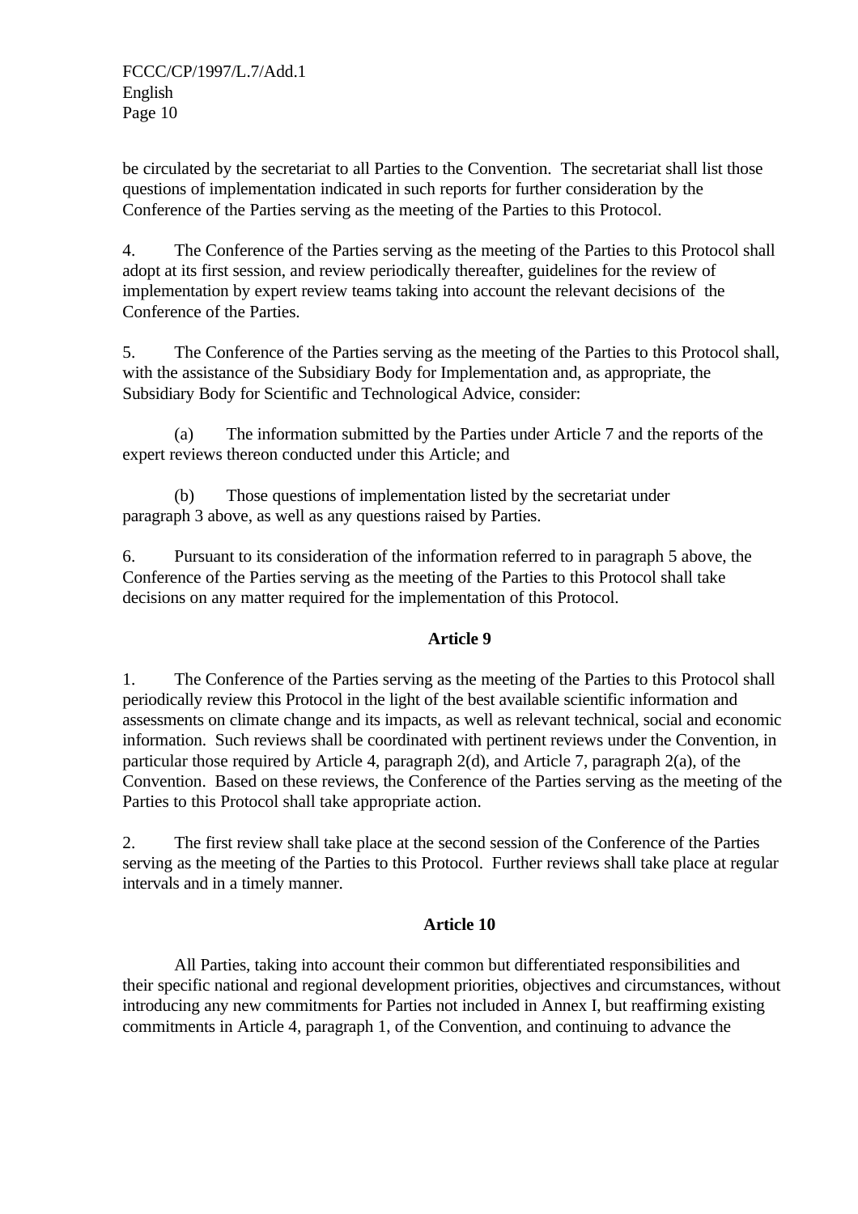be circulated by the secretariat to all Parties to the Convention. The secretariat shall list those questions of implementation indicated in such reports for further consideration by the Conference of the Parties serving as the meeting of the Parties to this Protocol.

4. The Conference of the Parties serving as the meeting of the Parties to this Protocol shall adopt at its first session, and review periodically thereafter, guidelines for the review of implementation by expert review teams taking into account the relevant decisions of the Conference of the Parties.

5. The Conference of the Parties serving as the meeting of the Parties to this Protocol shall, with the assistance of the Subsidiary Body for Implementation and, as appropriate, the Subsidiary Body for Scientific and Technological Advice, consider:

(a) The information submitted by the Parties under Article 7 and the reports of the expert reviews thereon conducted under this Article; and

(b) Those questions of implementation listed by the secretariat under paragraph 3 above, as well as any questions raised by Parties.

6. Pursuant to its consideration of the information referred to in paragraph 5 above, the Conference of the Parties serving as the meeting of the Parties to this Protocol shall take decisions on any matter required for the implementation of this Protocol.

## Article 9

1. The Conference of the Parties serving as the meeting of the Parties to this Protocol shall periodically review this Protocol in the light of the best available scientific information and assessments on climate change and its impacts, as well as relevant technical, social and economic information. Such reviews shall be coordinated with pertinent reviews under the Convention, in particular those required by Article 4, paragraph 2(d), and Article 7, paragraph 2(a), of the Convention. Based on these reviews, the Conference of the Parties serving as the meeting of the Parties to this Protocol shall take appropriate action.

2. The first review shall take place at the second session of the Conference of the Parties serving as the meeting of the Parties to this Protocol. Further reviews shall take place at regular intervals and in a timely manner.

## Article 10

All Parties, taking into account their common but differentiated responsibilities and their specific national and regional development priorities, objectives and circumstances, without introducing any new commitments for Parties not included in Annex I, but reaffirming existing commitments in Article 4, paragraph 1, of the Convention, and continuing to advance the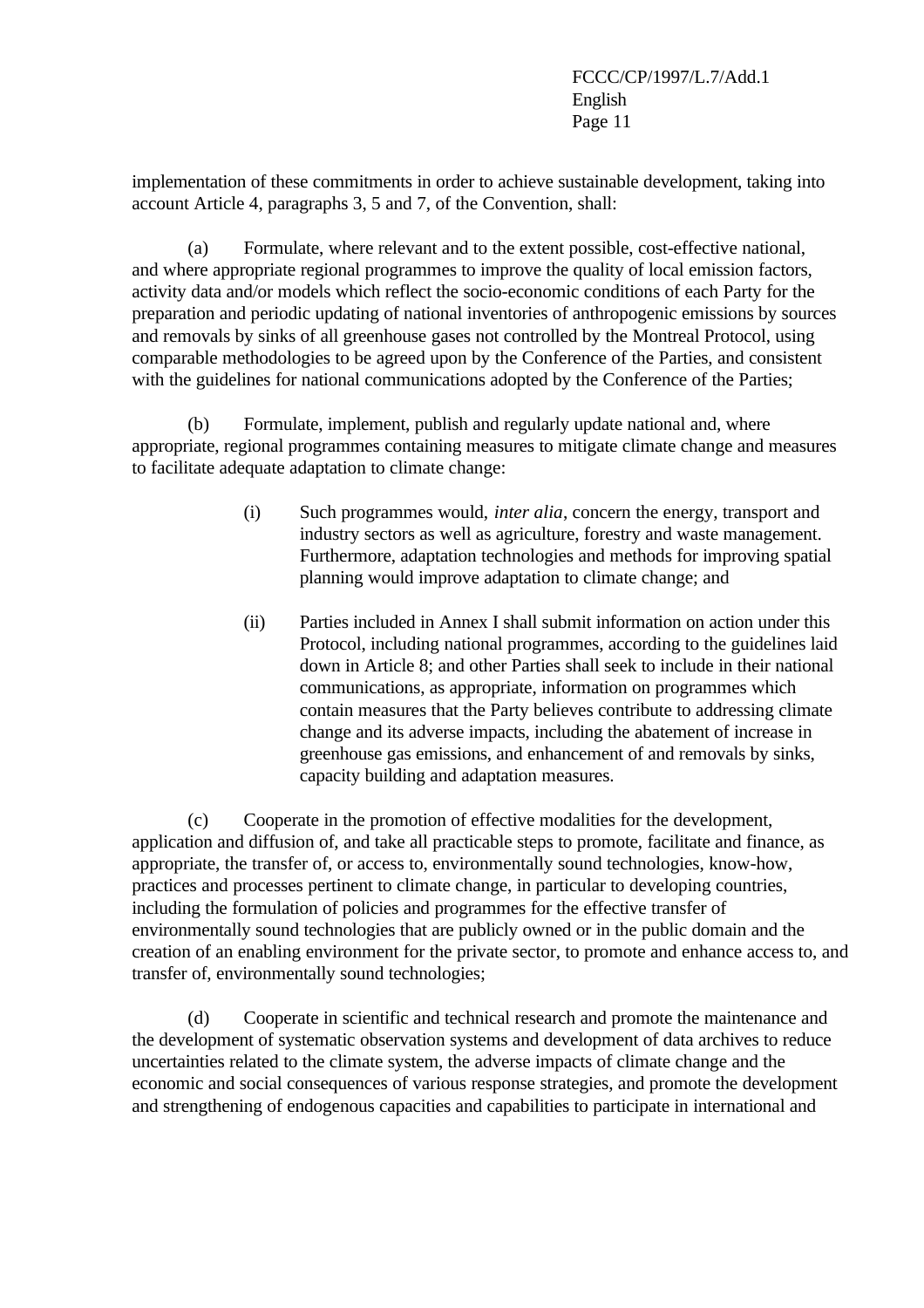implementation of these commitments in order to achieve sustainable development, taking into account Article 4, paragraphs 3, 5 and 7, of the Convention, shall:

(a) Formulate, where relevant and to the extent possible, cost-effective national, and where appropriate regional programmes to improve the quality of local emission factors, activity data and/or models which reflect the socio-economic conditions of each Party for the preparation and periodic updating of national inventories of anthropogenic emissions by sources and removals by sinks of all greenhouse gases not controlled by the Montreal Protocol, using comparable methodologies to be agreed upon by the Conference of the Parties, and consistent with the guidelines for national communications adopted by the Conference of the Parties;

(b) Formulate, implement, publish and regularly update national and, where appropriate, regional programmes containing measures to mitigate climate change and measures to facilitate adequate adaptation to climate change:

(i) Such programmes would, *inter alia*, concern the energy, transport and industry sectors as well as agriculture, forestry and waste management. Furthermore, adaptation technologies and methods for improving spatial planning would improve adaptation to climate change; and

(ii) Parties included in Annex I shall submit information on action under this Protocol, including national programmes, according to the guidelines laid down in Article 8; and other Parties shall seek to include in their national communications, as appropriate, information on programmes which contain measures that the Party believes contribute to addressing climate change and its adverse impacts, including the abatement of increase in greenhouse gas emissions, and enhancement of and removals by sinks, capacity building and adaptation measures.

(c) Cooperate in the promotion of effective modalities for the development, application and diffusion of, and take all practicable steps to promote, facilitate and finance, as appropriate, the transfer of, or access to, environmentally sound technologies, know-how, practices and processes pertinent to climate change, in particular to developing countries, including the formulation of policies and programmes for the effective transfer of environmentally sound technologies that are publicly owned or in the public domain and the creation of an enabling environment for the private sector, to promote and enhance access to, and transfer of, environmentally sound technologies;

(d) Cooperate in scientific and technical research and promote the maintenance and the development of systematic observation systems and development of data archives to reduce uncertainties related to the climate system, the adverse impacts of climate change and the economic and social consequences of various response strategies, and promote the development and strengthening of endogenous capacities and capabilities to participate in international and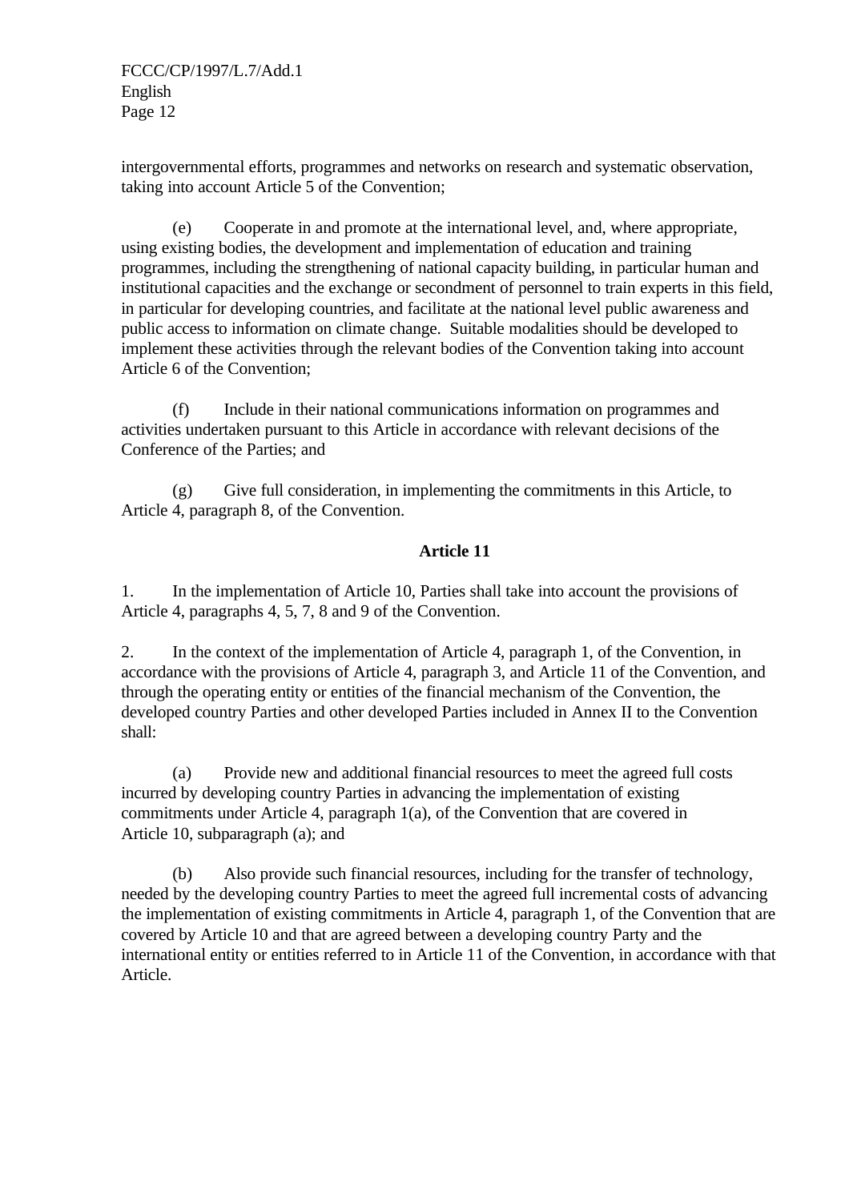intergovernmental efforts, programmes and networks on research and systematic observation, taking into account Article 5 of the Convention;

(e) Cooperate in and promote at the international level, and, where appropriate, using existing bodies, the development and implementation of education and training programmes, including the strengthening of national capacity building, in particular human and institutional capacities and the exchange or secondment of personnel to train experts in this field, in particular for developing countries, and facilitate at the national level public awareness and public access to information on climate change. Suitable modalities should be developed to implement these activities through the relevant bodies of the Convention taking into account Article 6 of the Convention;

(f) Include in their national communications information on programmes and activities undertaken pursuant to this Article in accordance with relevant decisions of the Conference of the Parties; and

(g) Give full consideration, in implementing the commitments in this Article, to Article 4, paragraph 8, of the Convention.

## Article 11

1. In the implementation of Article 10, Parties shall take into account the provisions of Article 4, paragraphs 4, 5, 7, 8 and 9 of the Convention.

2. In the context of the implementation of Article 4, paragraph 1, of the Convention, in accordance with the provisions of Article 4, paragraph 3, and Article 11 of the Convention, and through the operating entity or entities of the financial mechanism of the Convention, the developed country Parties and other developed Parties included in Annex II to the Convention shall:

(a) Provide new and additional financial resources to meet the agreed full costs incurred by developing country Parties in advancing the implementation of existing commitments under Article 4, paragraph 1(a), of the Convention that are covered in Article 10, subparagraph (a); and

(b) Also provide such financial resources, including for the transfer of technology, needed by the developing country Parties to meet the agreed full incremental costs of advancing the implementation of existing commitments in Article 4, paragraph 1, of the Convention that are covered by Article 10 and that are agreed between a developing country Party and the international entity or entities referred to in Article 11 of the Convention, in accordance with that Article.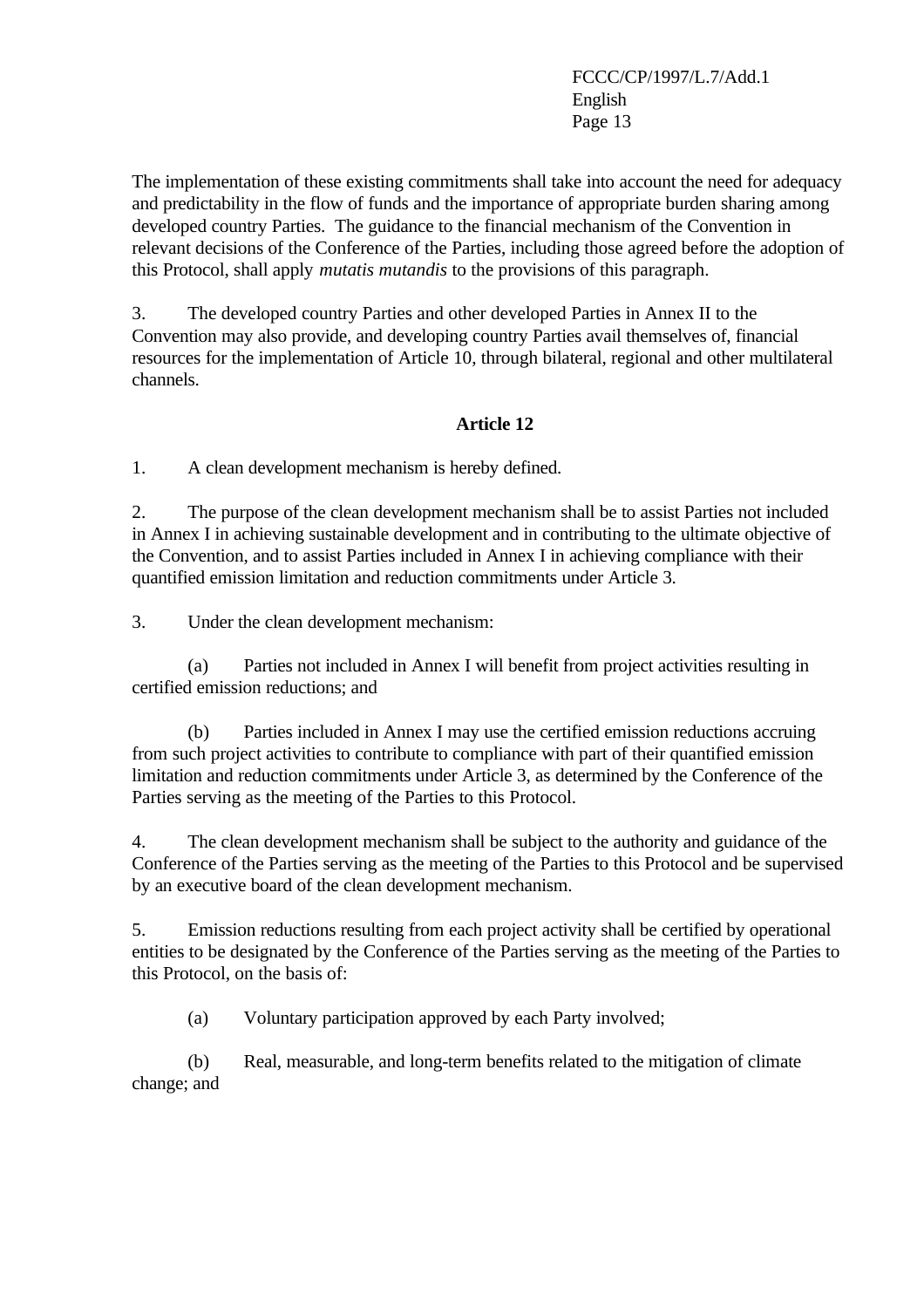The implementation of these existing commitments shall take into account the need for adequacy and predictability in the flow of funds and the importance of appropriate burden sharing among developed country Parties. The guidance to the financial mechanism of the Convention in relevant decisions of the Conference of the Parties, including those agreed before the adoption of this Protocol, shall apply *mutatis mutandis* to the provisions of this paragraph.

3. The developed country Parties and other developed Parties in Annex II to the Convention may also provide, and developing country Parties avail themselves of, financial resources for the implementation of Article 10, through bilateral, regional and other multilateral channels.

**Article 12**

1. A clean development mechanism is hereby defined.

2. The purpose of the clean development mechanism shall be to assist Parties not included in Annex I in achieving sustainable development and in contributing to the ultimate objective of the Convention, and to assist Parties included in Annex I in achieving compliance with their quantified emission limitation and reduction commitments under Article 3.

3. Under the clean development mechanism:

(a) Parties not included in Annex I will benefit from project activities resulting in certified emission reductions; and

(b) Parties included in Annex I may use the certified emission reductions accruing from such project activities to contribute to compliance with part of their quantified emission limitation and reduction commitments under Article 3, as determined by the Conference of the Parties serving as the meeting of the Parties to this Protocol.

4. The clean development mechanism shall be subject to the authority and guidance of the Conference of the Parties serving as the meeting of the Parties to this Protocol and be supervised by an executive board of the clean development mechanism.

5. Emission reductions resulting from each project activity shall be certified by operational entities to be designated by the Conference of the Parties serving as the meeting of the Parties to this Protocol, on the basis of:

(a) Voluntary participation approved by each Party involved;

(b) Real, measurable, and long-term benefits related to the mitigation of climate change; and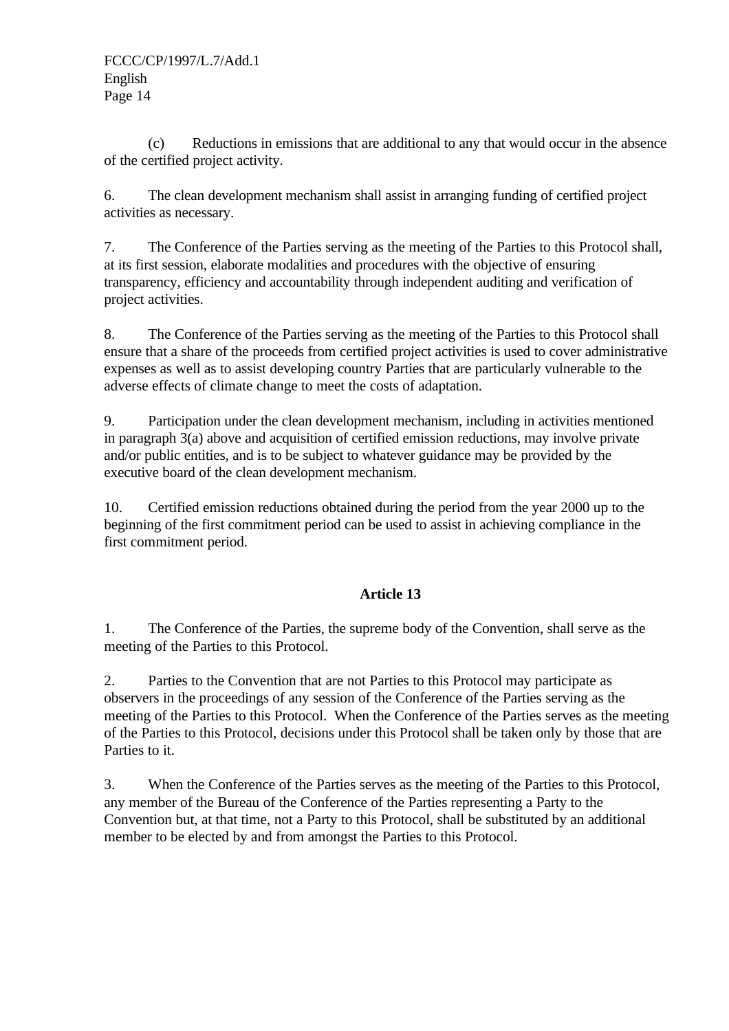(c) Reductions in emissions that are additional to any that would occur in the absence of the certified project activity.

6. The clean development mechanism shall assist in arranging funding of certified project activities as necessary.

7. The Conference of the Parties serving as the meeting of the Parties to this Protocol shall, at its first session, elaborate modalities and procedures with the objective of ensuring transparency, efficiency and accountability through independent auditing and verification of project activities.

8. The Conference of the Parties serving as the meeting of the Parties to this Protocol shall ensure that a share of the proceeds from certified project activities is used to cover administrative expenses as well as to assist developing country Parties that are particularly vulnerable to the adverse effects of climate change to meet the costs of adaptation.

9. Participation under the clean development mechanism, including in activities mentioned in paragraph 3(a) above and acquisition of certified emission reductions, may involve private and/or public entities, and is to be subject to whatever guidance may be provided by the executive board of the clean development mechanism.

10. Certified emission reductions obtained during the period from the year 2000 up to the beginning of the first commitment period can be used to assist in achieving compliance in the first commitment period.

## Article 13

1. The Conference of the Parties, the supreme body of the Convention, shall serve as the meeting of the Parties to this Protocol.

2. Parties to the Convention that are not Parties to this Protocol may participate as observers in the proceedings of any session of the Conference of the Parties serving as the meeting of the Parties to this Protocol. When the Conference of the Parties serves as the meeting of the Parties to this Protocol, decisions under this Protocol shall be taken only by those that are Parties to it.

3. When the Conference of the Parties serves as the meeting of the Parties to this Protocol, any member of the Bureau of the Conference of the Parties representing a Party to the Convention but, at that time, not a Party to this Protocol, shall be substituted by an additional member to be elected by and from amongst the Parties to this Protocol.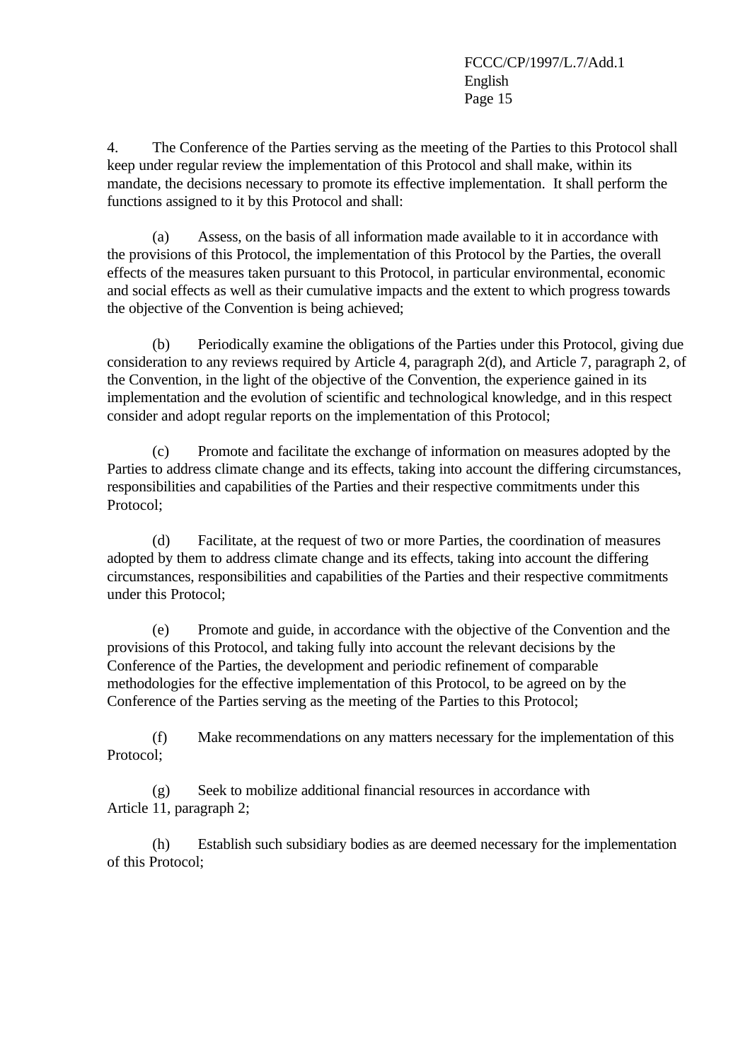4. The Conference of the Parties serving as the meeting of the Parties to this Protocol shall keep under regular review the implementation of this Protocol and shall make, within its mandate, the decisions necessary to promote its effective implementation. It shall perform the functions assigned to it by this Protocol and shall:

(a) Assess, on the basis of all information made available to it in accordance with the provisions of this Protocol, the implementation of this Protocol by the Parties, the overall effects of the measures taken pursuant to this Protocol, in particular environmental, economic and social effects as well as their cumulative impacts and the extent to which progress towards the objective of the Convention is being achieved;

(b) Periodically examine the obligations of the Parties under this Protocol, giving due consideration to any reviews required by Article 4, paragraph 2(d), and Article 7, paragraph 2, of the Convention, in the light of the objective of the Convention, the experience gained in its implementation and the evolution of scientific and technological knowledge, and in this respect consider and adopt regular reports on the implementation of this Protocol;

(c) Promote and facilitate the exchange of information on measures adopted by the Parties to address climate change and its effects, taking into account the differing circumstances, responsibilities and capabilities of the Parties and their respective commitments under this Protocol;

(d) Facilitate, at the request of two or more Parties, the coordination of measures adopted by them to address climate change and its effects, taking into account the differing circumstances, responsibilities and capabilities of the Parties and their respective commitments under this Protocol;

(e) Promote and guide, in accordance with the objective of the Convention and the provisions of this Protocol, and taking fully into account the relevant decisions by the Conference of the Parties, the development and periodic refinement of comparable methodologies for the effective implementation of this Protocol, to be agreed on by the Conference of the Parties serving as the meeting of the Parties to this Protocol;

(f) Make recommendations on any matters necessary for the implementation of this Protocol;

(g) Seek to mobilize additional financial resources in accordance with Article 11, paragraph 2;

(h) Establish such subsidiary bodies as are deemed necessary for the implementation of this Protocol;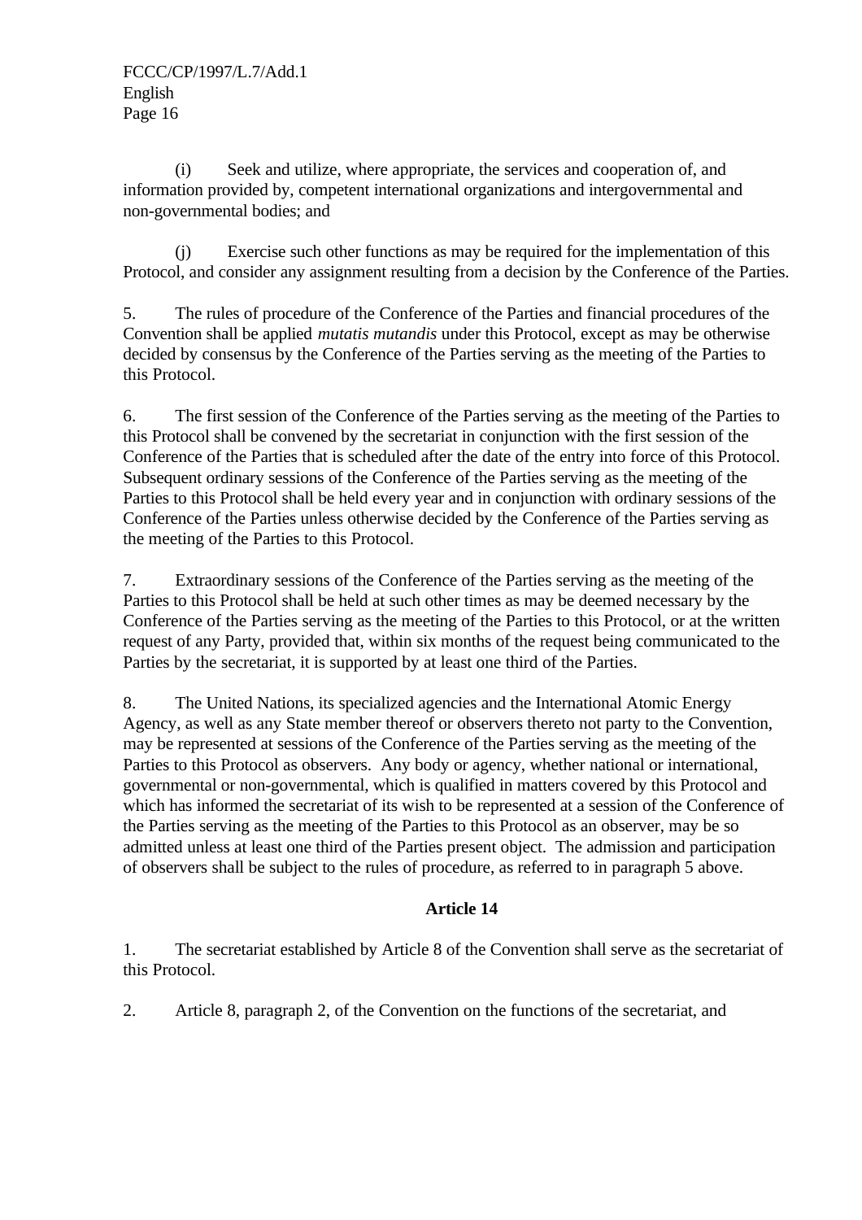(i) Seek and utilize, where appropriate, the services and cooperation of, and information provided by, competent international organizations and intergovernmental and non-governmental bodies; and

(j) Exercise such other functions as may be required for the implementation of this Protocol, and consider any assignment resulting from a decision by the Conference of the Parties.

5. The rules of procedure of the Conference of the Parties and financial procedures of the Convention shall be applied *mutatis mutandis* under this Protocol, except as may be otherwise decided by consensus by the Conference of the Parties serving as the meeting of the Parties to this Protocol.

6. The first session of the Conference of the Parties serving as the meeting of the Parties to this Protocol shall be convened by the secretariat in conjunction with the first session of the Conference of the Parties that is scheduled after the date of the entry into force of this Protocol. Subsequent ordinary sessions of the Conference of the Parties serving as the meeting of the Parties to this Protocol shall be held every year and in conjunction with ordinary sessions of the Conference of the Parties unless otherwise decided by the Conference of the Parties serving as the meeting of the Parties to this Protocol.

7. Extraordinary sessions of the Conference of the Parties serving as the meeting of the Parties to this Protocol shall be held at such other times as may be deemed necessary by the Conference of the Parties serving as the meeting of the Parties to this Protocol, or at the written request of any Party, provided that, within six months of the request being communicated to the Parties by the secretariat, it is supported by at least one third of the Parties.

8. The United Nations, its specialized agencies and the International Atomic Energy Agency, as well as any State member thereof or observers thereto not party to the Convention, may be represented at sessions of the Conference of the Parties serving as the meeting of the Parties to this Protocol as observers. Any body or agency, whether national or international, governmental or non-governmental, which is qualified in matters covered by this Protocol and which has informed the secretariat of its wish to be represented at a session of the Conference of the Parties serving as the meeting of the Parties to this Protocol as an observer, may be so admitted unless at least one third of the Parties present object. The admission and participation of observers shall be subject to the rules of procedure, as referred to in paragraph 5 above.

## Article 14

1. The secretariat established by Article 8 of the Convention shall serve as the secretariat of this Protocol.

2. Article 8, paragraph 2, of the Convention on the functions of the secretariat, and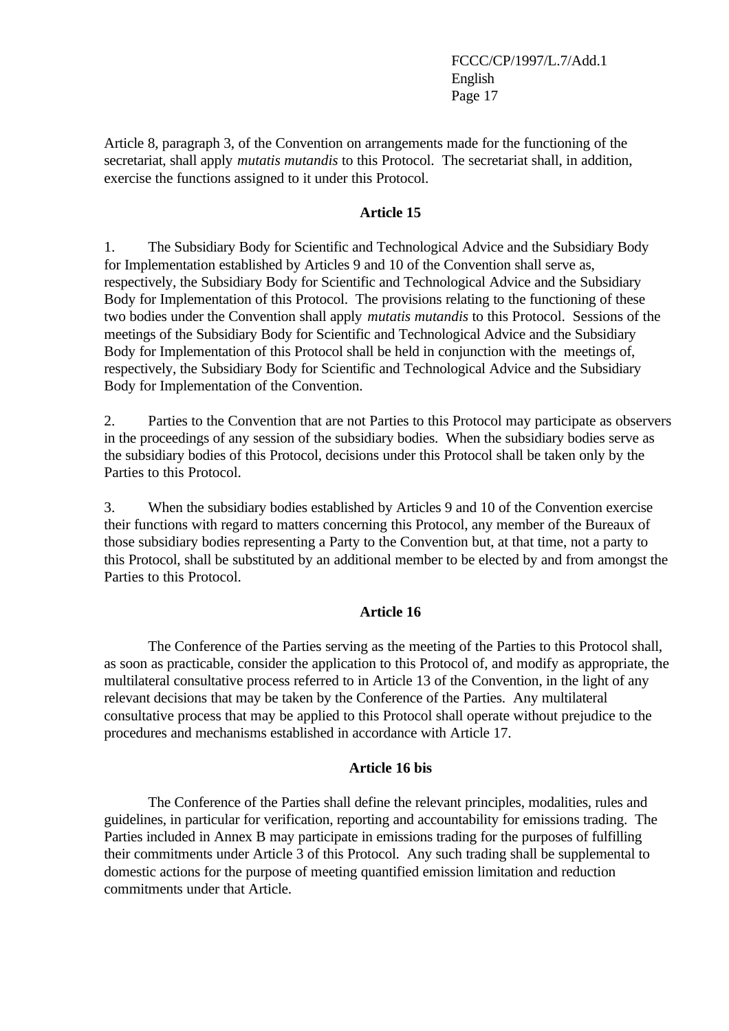Article 8, paragraph 3, of the Convention on arrangements made for the functioning of the secretariat, shall apply *mutatis mutandis* to this Protocol. The secretariat shall, in addition, exercise the functions assigned to it under this Protocol.

**Article 15**

1. The Subsidiary Body for Scientific and Technological Advice and the Subsidiary Body for Implementation established by Articles 9 and 10 of the Convention shall serve as, respectively, the Subsidiary Body for Scientific and Technological Advice and the Subsidiary Body for Implementation of this Protocol. The provisions relating to the functioning of these two bodies under the Convention shall apply *mutatis mutandis* to this Protocol. Sessions of the meetings of the Subsidiary Body for Scientific and Technological Advice and the Subsidiary Body for Implementation of this Protocol shall be held in conjunction with the meetings of, respectively, the Subsidiary Body for Scientific and Technological Advice and the Subsidiary Body for Implementation of the Convention.

2. Parties to the Convention that are not Parties to this Protocol may participate as observers in the proceedings of any session of the subsidiary bodies. When the subsidiary bodies serve as the subsidiary bodies of this Protocol, decisions under this Protocol shall be taken only by the Parties to this Protocol.

3. When the subsidiary bodies established by Articles 9 and 10 of the Convention exercise their functions with regard to matters concerning this Protocol, any member of the Bureaux of those subsidiary bodies representing a Party to the Convention but, at that time, not a party to this Protocol, shall be substituted by an additional member to be elected by and from amongst the Parties to this Protocol.

**Article 16**

The Conference of the Parties serving as the meeting of the Parties to this Protocol shall, as soon as practicable, consider the application to this Protocol of, and modify as appropriate, the multilateral consultative process referred to in Article 13 of the Convention, in the light of any relevant decisions that may be taken by the Conference of the Parties. Any multilateral consultative process that may be applied to this Protocol shall operate without prejudice to the procedures and mechanisms established in accordance with Article 17.

**Article 16 bis**

The Conference of the Parties shall define the relevant principles, modalities, rules and guidelines, in particular for verification, reporting and accountability for emissions trading. The Parties included in Annex B may participate in emissions trading for the purposes of fulfilling their commitments under Article 3 of this Protocol. Any such trading shall be supplemental to domestic actions for the purpose of meeting quantified emission limitation and reduction commitments under that Article.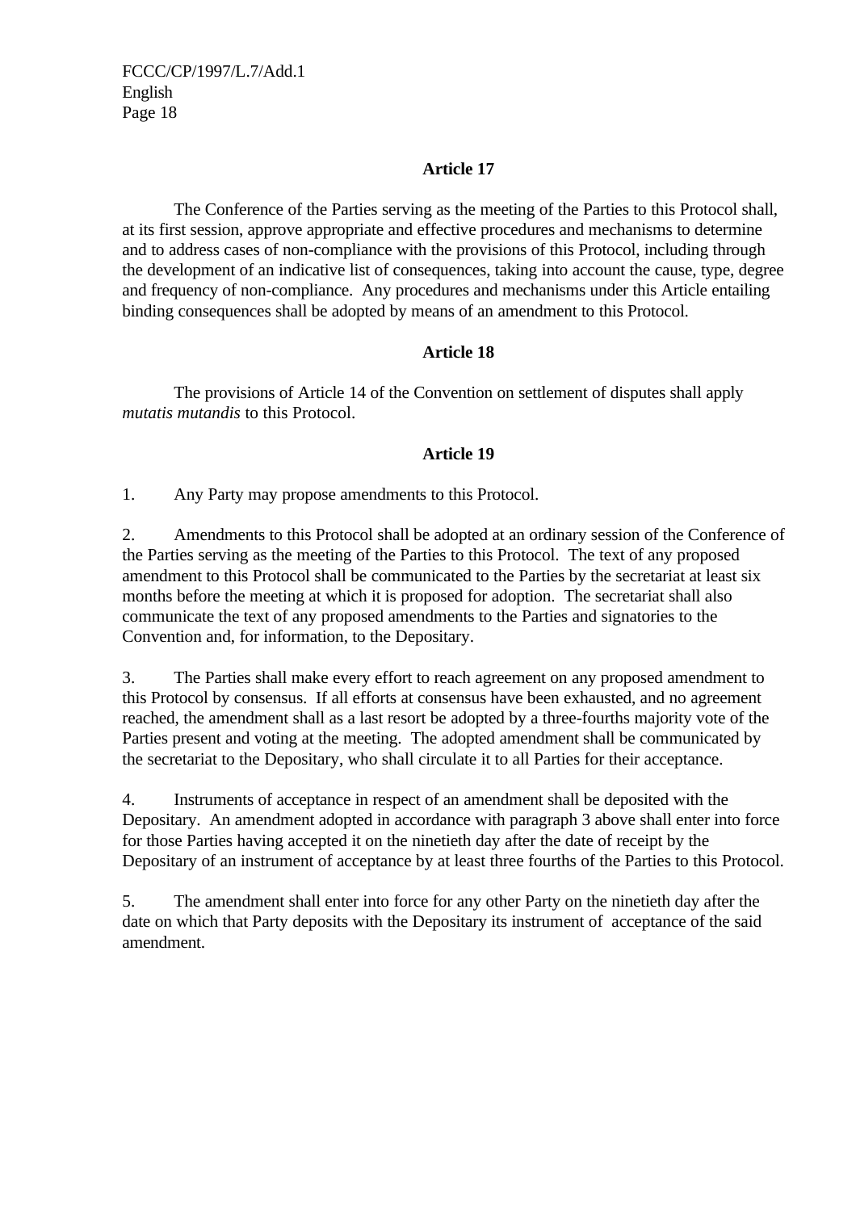**Article 17**

The Conference of the Parties serving as the meeting of the Parties to this Protocol shall, at its first session, approve appropriate and effective procedures and mechanisms to determine and to address cases of non-compliance with the provisions of this Protocol, including through the development of an indicative list of consequences, taking into account the cause, type, degree and frequency of non-compliance. Any procedures and mechanisms under this Article entailing binding consequences shall be adopted by means of an amendment to this Protocol.

**Article 18**

The provisions of Article 14 of the Convention on settlement of disputes shall apply *mutatis mutandis* to this Protocol.

**Article 19**

1. Any Party may propose amendments to this Protocol.

2. Amendments to this Protocol shall be adopted at an ordinary session of the Conference of the Parties serving as the meeting of the Parties to this Protocol. The text of any proposed amendment to this Protocol shall be communicated to the Parties by the secretariat at least six months before the meeting at which it is proposed for adoption. The secretariat shall also communicate the text of any proposed amendments to the Parties and signatories to the Convention and, for information, to the Depositary.

3. The Parties shall make every effort to reach agreement on any proposed amendment to this Protocol by consensus. If all efforts at consensus have been exhausted, and no agreement reached, the amendment shall as a last resort be adopted by a three-fourths majority vote of the Parties present and voting at the meeting. The adopted amendment shall be communicated by the secretariat to the Depositary, who shall circulate it to all Parties for their acceptance.

4. Instruments of acceptance in respect of an amendment shall be deposited with the Depositary. An amendment adopted in accordance with paragraph 3 above shall enter into force for those Parties having accepted it on the ninetieth day after the date of receipt by the Depositary of an instrument of acceptance by at least three fourths of the Parties to this Protocol.

5. The amendment shall enter into force for any other Party on the ninetieth day after the date on which that Party deposits with the Depositary its instrument of acceptance of the said amendment.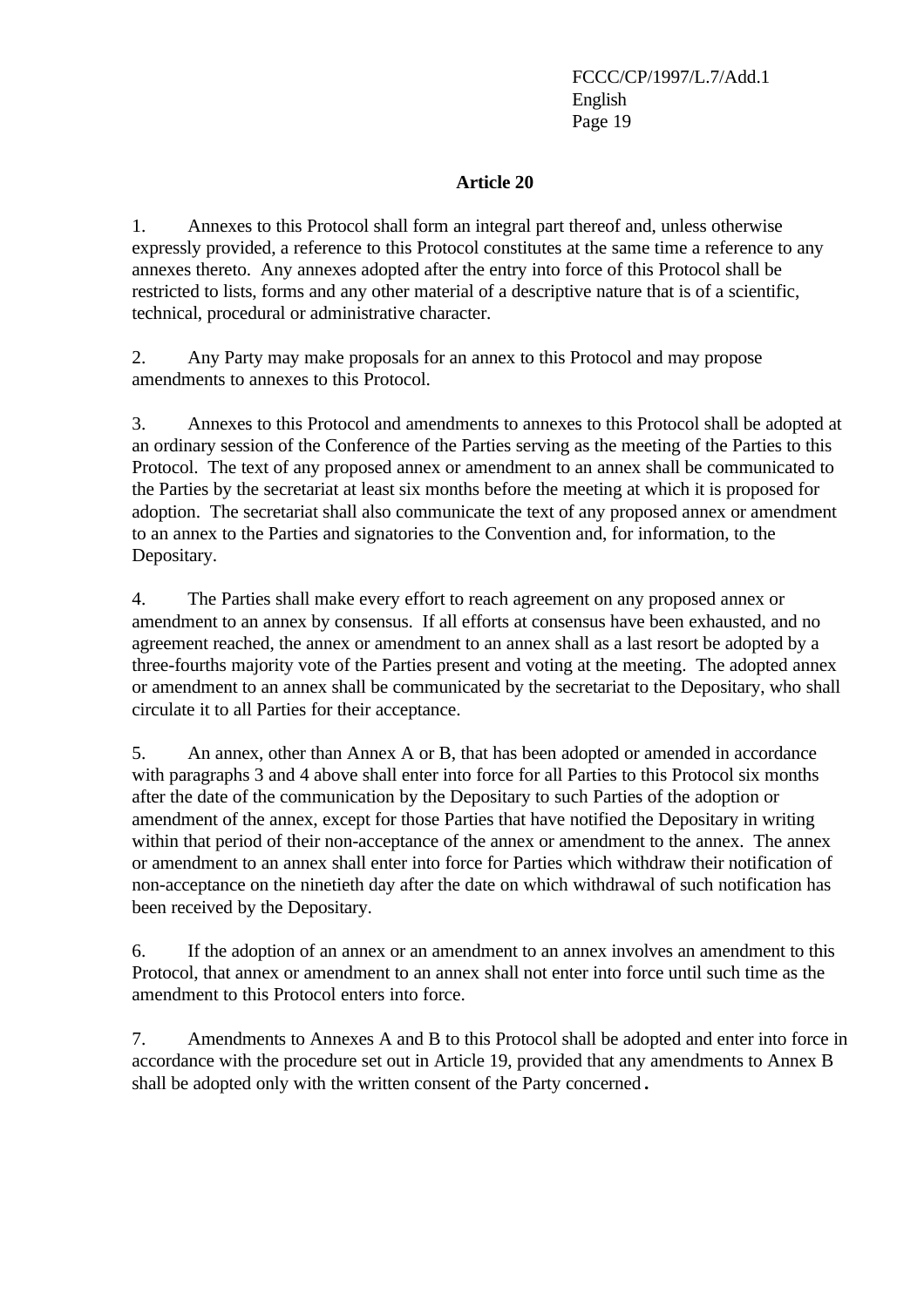### Article 20

1. Annexes to this Protocol shall form an integral part thereof and, unless otherwise expressly provided, a reference to this Protocol constitutes at the same time a reference to any annexes thereto. Any annexes adopted after the entry into force of this Protocol shall be restricted to lists, forms and any other material of a descriptive nature that is of a scientific, technical, procedural or administrative character.

2. Any Party may make proposals for an annex to this Protocol and may propose amendments to annexes to this Protocol.

3. Annexes to this Protocol and amendments to annexes to this Protocol shall be adopted at an ordinary session of the Conference of the Parties serving as the meeting of the Parties to this Protocol. The text of any proposed annex or amendment to an annex shall be communicated to the Parties by the secretariat at least six months before the meeting at which it is proposed for adoption. The secretariat shall also communicate the text of any proposed annex or amendment to an annex to the Parties and signatories to the Convention and, for information, to the Depositary.

4. The Parties shall make every effort to reach agreement on any proposed annex or amendment to an annex by consensus. If all efforts at consensus have been exhausted, and no agreement reached, the annex or amendment to an annex shall as a last resort be adopted by a three-fourths majority vote of the Parties present and voting at the meeting. The adopted annex or amendment to an annex shall be communicated by the secretariat to the Depositary, who shall circulate it to all Parties for their acceptance.

5. An annex, other than Annex A or B, that has been adopted or amended in accordance with paragraphs 3 and 4 above shall enter into force for all Parties to this Protocol six months after the date of the communication by the Depositary to such Parties of the adoption or amendment of the annex, except for those Parties that have notified the Depositary in writing within that period of their non-acceptance of the annex or amendment to the annex. The annex or amendment to an annex shall enter into force for Parties which withdraw their notification of non-acceptance on the ninetieth day after the date on which withdrawal of such notification has been received by the Depositary.

6. If the adoption of an annex or an amendment to an annex involves an amendment to this Protocol, that annex or amendment to an annex shall not enter into force until such time as the amendment to this Protocol enters into force.

7. Amendments to Annexes A and B to this Protocol shall be adopted and enter into force in accordance with the procedure set out in Article 19, provided that any amendments to Annex B shall be adopted only with the written consent of the Party concerned.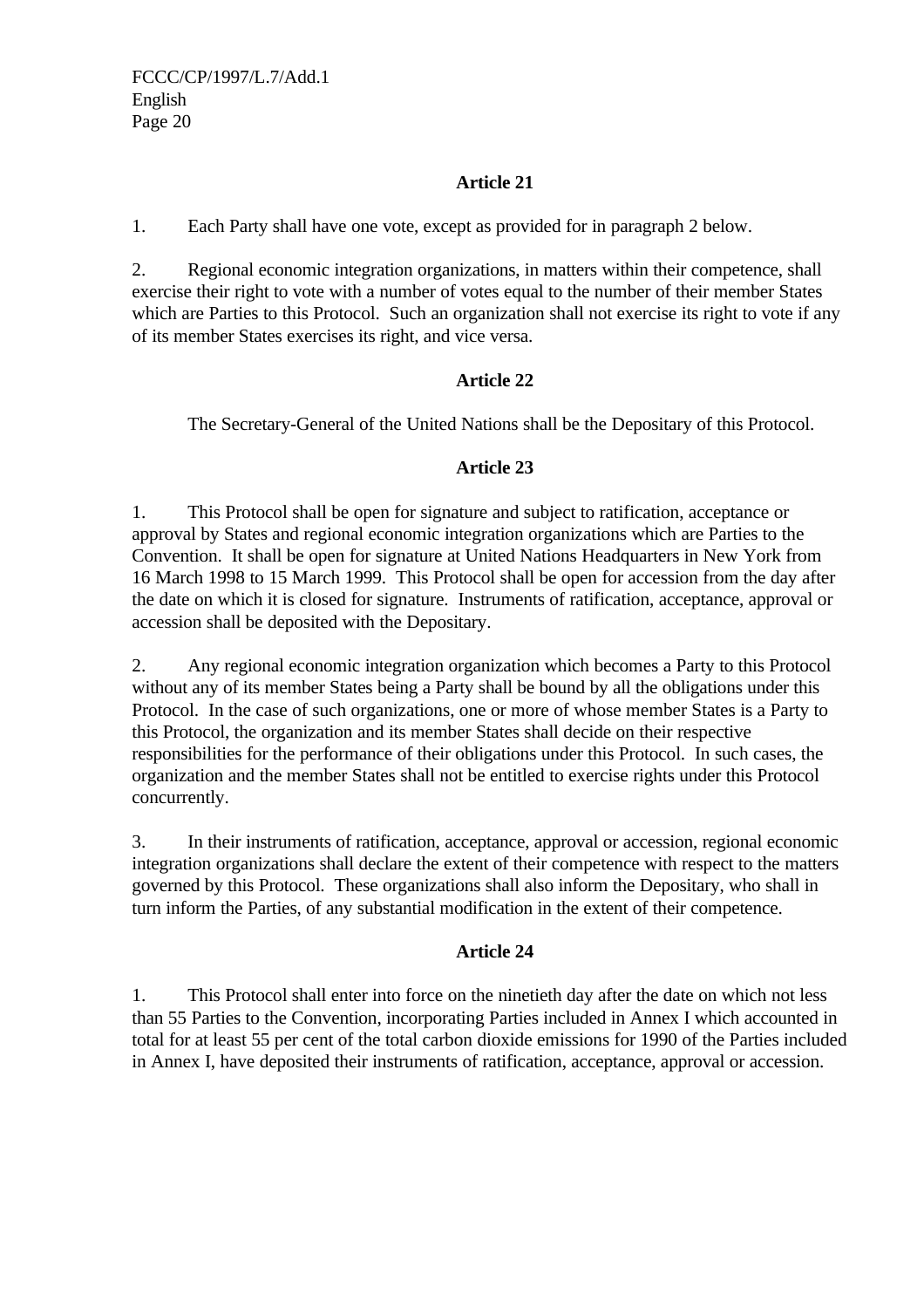**Article 21**

1. Each Party shall have one vote, except as provided for in paragraph 2 below.

2. Regional economic integration organizations, in matters within their competence, shall exercise their right to vote with a number of votes equal to the number of their member States which are Parties to this Protocol. Such an organization shall not exercise its right to vote if any of its member States exercises its right, and vice versa.

**Article 22**

The Secretary-General of the United Nations shall be the Depositary of this Protocol.

**Article 23**

1. This Protocol shall be open for signature and subject to ratification, acceptance or approval by States and regional economic integration organizations which are Parties to the Convention. It shall be open for signature at United Nations Headquarters in New York from 16 March 1998 to 15 March 1999. This Protocol shall be open for accession from the day after the date on which it is closed for signature. Instruments of ratification, acceptance, approval or accession shall be deposited with the Depositary.

2. Any regional economic integration organization which becomes a Party to this Protocol without any of its member States being a Party shall be bound by all the obligations under this Protocol. In the case of such organizations, one or more of whose member States is a Party to this Protocol, the organization and its member States shall decide on their respective responsibilities for the performance of their obligations under this Protocol. In such cases, the organization and the member States shall not be entitled to exercise rights under this Protocol concurrently.

3. In their instruments of ratification, acceptance, approval or accession, regional economic integration organizations shall declare the extent of their competence with respect to the matters governed by this Protocol. These organizations shall also inform the Depositary, who shall in turn inform the Parties, of any substantial modification in the extent of their competence.

**Article 24**

1. This Protocol shall enter into force on the ninetieth day after the date on which not less than 55 Parties to the Convention, incorporating Parties included in Annex I which accounted in total for at least 55 per cent of the total carbon dioxide emissions for 1990 of the Parties included in Annex I, have deposited their instruments of ratification, acceptance, approval or accession.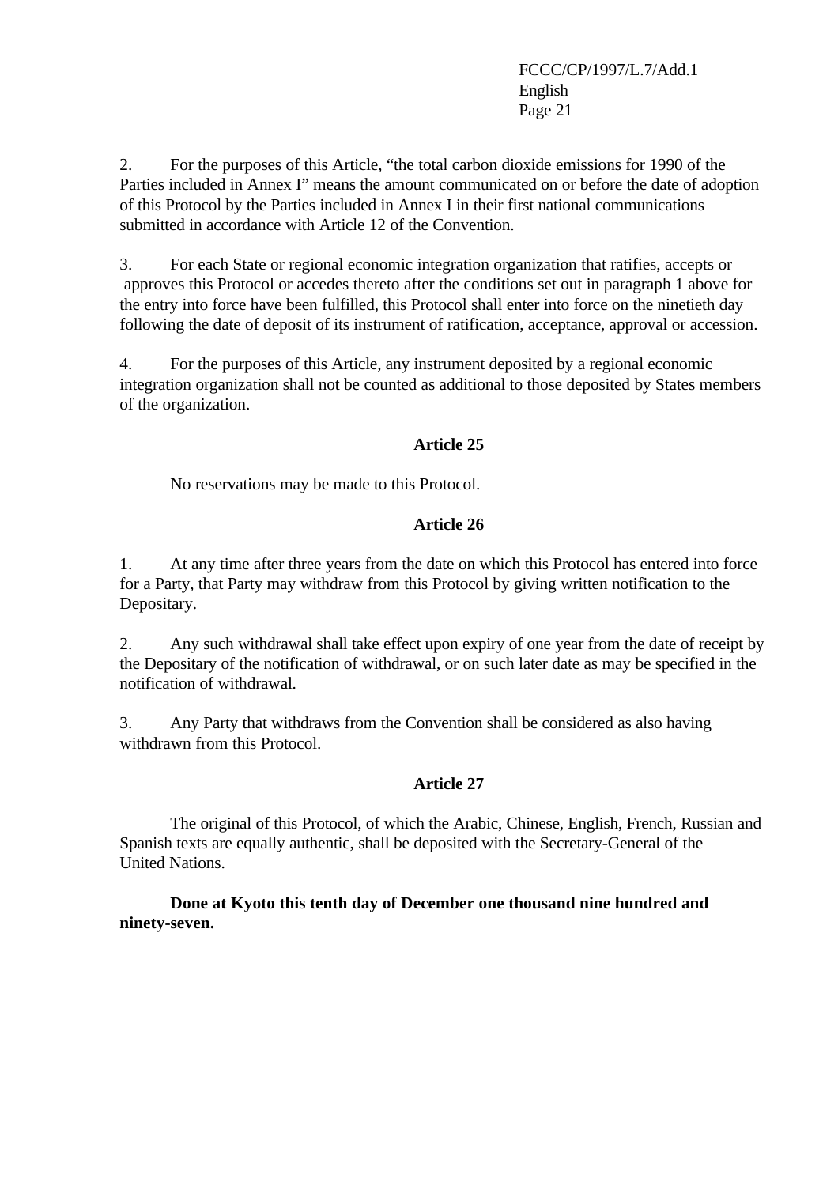2. For the purposes of this Article, "the total carbon dioxide emissions for 1990 of the Parties included in Annex I" means the amount communicated on or before the date of adoption of this Protocol by the Parties included in Annex I in their first national communications submitted in accordance with Article 12 of the Convention.

3. For each State or regional economic integration organization that ratifies, accepts or approves this Protocol or accedes thereto after the conditions set out in paragraph 1 above for the entry into force have been fulfilled, this Protocol shall enter into force on the ninetieth day following the date of deposit of its instrument of ratification, acceptance, approval or accession.

4. For the purposes of this Article, any instrument deposited by a regional economic integration organization shall not be counted as additional to those deposited by States members of the organization.

## Article 25

No reservations may be made to this Protocol.

## Article 26

1. At any time after three years from the date on which this Protocol has entered into force for a Party, that Party may withdraw from this Protocol by giving written notification to the Depositary.

2. Any such withdrawal shall take effect upon expiry of one year from the date of receipt by the Depositary of the notification of withdrawal, or on such later date as may be specified in the notification of withdrawal.

3. Any Party that withdraws from the Convention shall be considered as also having withdrawn from this Protocol.

## Article 27

The original of this Protocol, of which the Arabic, Chinese, English, French, Russian and Spanish texts are equally authentic, shall be deposited with the Secretary-General of the United Nations.

**Done at Kyoto this tenth day of December one thousand nine hundred and ninety-seven.**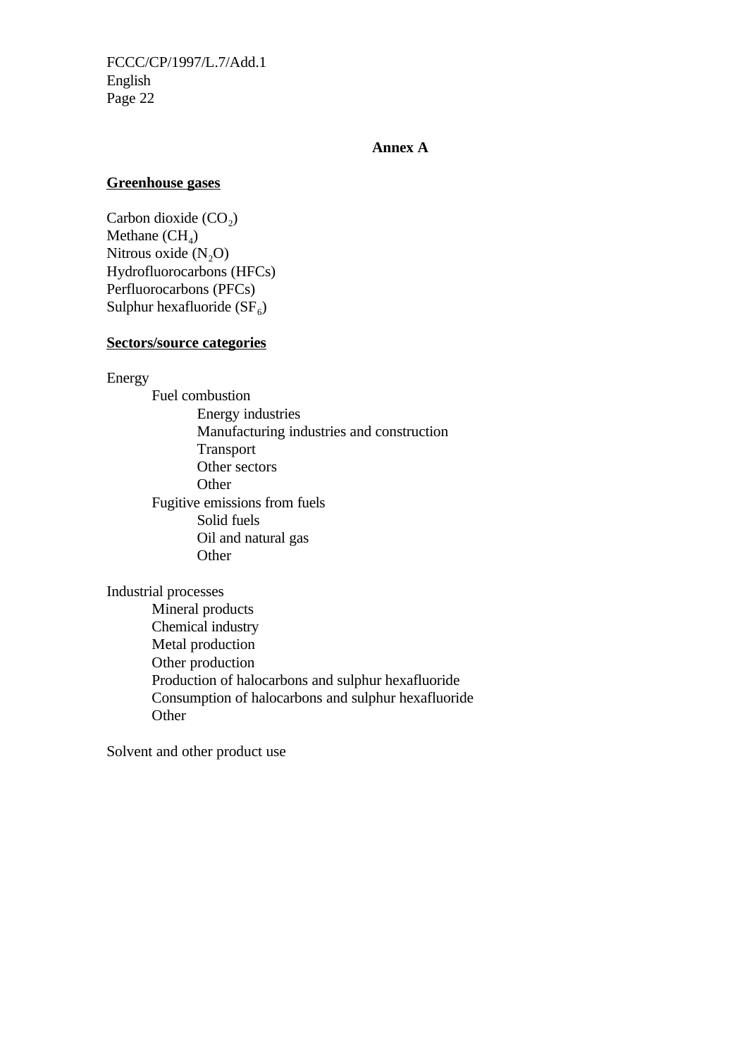# Annex A

## Greenhouse gases

Carbon dioxide ($CO_2$)
Methane ($CH_4$)
Nitrous oxide ($N_2O$)
Hydrofluorocarbons (HFCs)
Perfluorocarbons (PFCs)
Sulphur hexafluoride ($SF_6$)

## Sectors/source categories

Energy

- Fuel combustion
  - Energy industries
  - Manufacturing industries and construction
  - Transport
  - Other sectors
  - Other
- Fugitive emissions from fuels
  - Solid fuels
  - Oil and natural gas
  - Other

Industrial processes

- Mineral products
- Chemical industry
- Metal production
- Other production
- Production of halocarbons and sulphur hexafluoride
- Consumption of halocarbons and sulphur hexafluoride
- Other

Solvent and other product use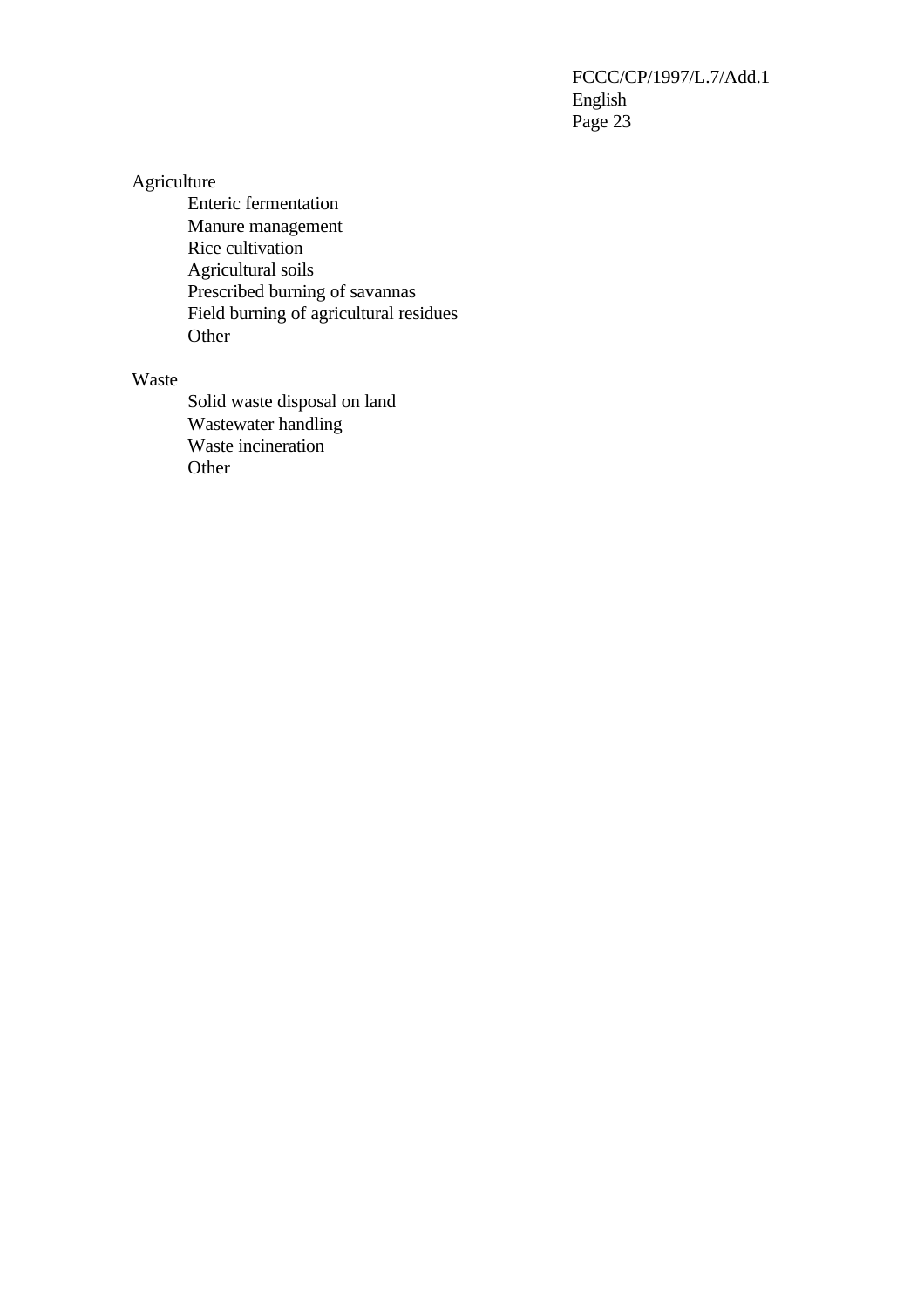Agriculture

- Enteric fermentation
- Manure management
- Rice cultivation
- Agricultural soils
- Prescribed burning of savannas
- Field burning of agricultural residues
- Other

Waste

- Solid waste disposal on land
- Wastewater handling
- Waste incineration
- Other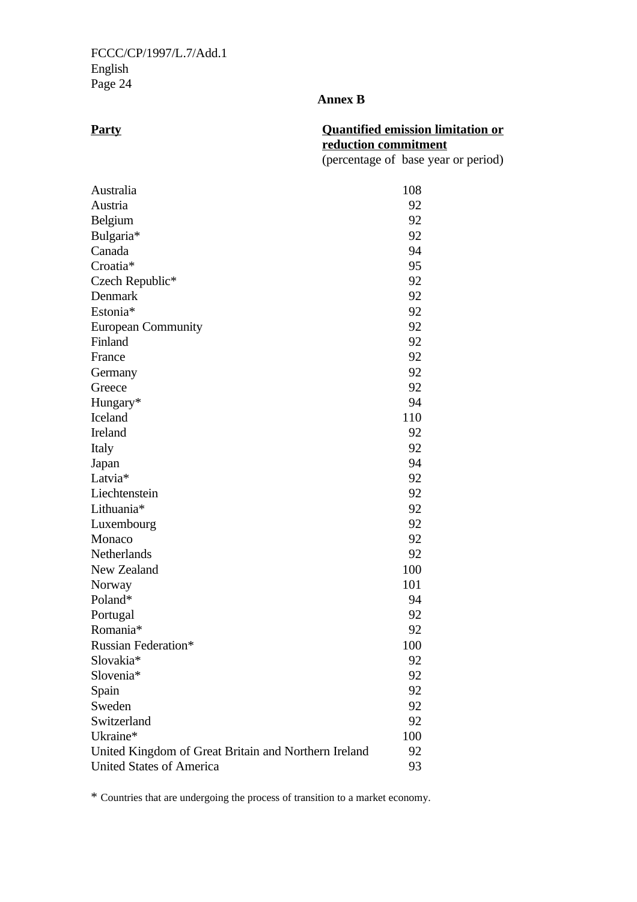## Annex B

| Party | Quantified emission limitation or reduction commitment (percentage of base year or period) |
|---|---|
| Australia | 108 |
| Austria | 92 |
| Belgium | 92 |
| Bulgaria* | 92 |
| Canada | 94 |
| Croatia* | 95 |
| Czech Republic* | 92 |
| Denmark | 92 |
| Estonia* | 92 |
| European Community | 92 |
| Finland | 92 |
| France | 92 |
| Germany | 92 |
| Greece | 92 |
| Hungary* | 94 |
| Iceland | 110 |
| Ireland | 92 |
| Italy | 92 |
| Japan | 94 |
| Latvia* | 92 |
| Liechtenstein | 92 |
| Lithuania* | 92 |
| Luxembourg | 92 |
| Monaco | 92 |
| Netherlands | 92 |
| New Zealand | 100 |
| Norway | 101 |
| Poland* | 94 |
| Portugal | 92 |
| Romania* | 92 |
| Russian Federation* | 100 |
| Slovakia* | 92 |
| Slovenia* | 92 |
| Spain | 92 |
| Sweden | 92 |
| Switzerland | 92 |
| Ukraine* | 100 |
| United Kingdom of Great Britain and Northern Ireland | 92 |
| United States of America | 93 |

\* Countries that are undergoing the process of transition to a market economy.